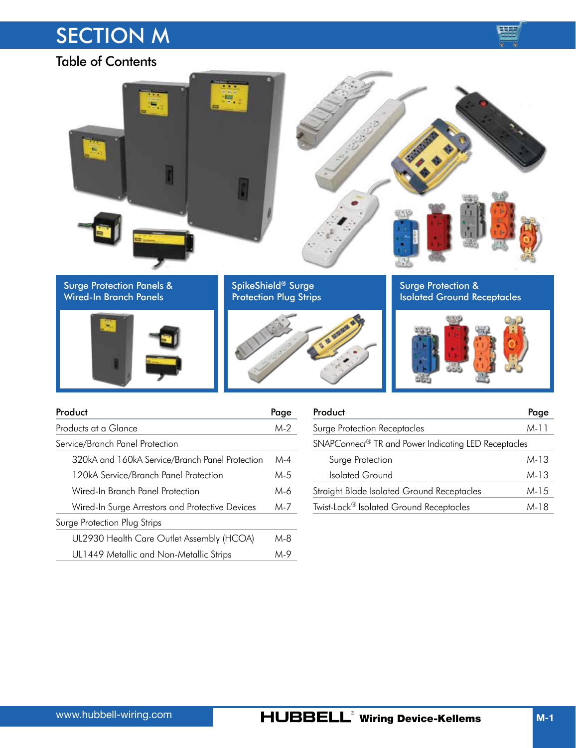# SECTION M

## Table of Contents

**Surge Protection Panels & Wired-In Branch Panels**

**SpikeShield® Surge Protection Plug Strips**

**Surge Protection & Isolated Ground Receptacles**

| Product | Page |
|---|---|
| Products at a Glance | M-2 |
| Service/Branch Panel Protection | |
| 320kA and 160kA Service/Branch Panel Protection | M-4 |
| 120kA Service/Branch Panel Protection | M-5 |
| Wired-In Branch Panel Protection | M-6 |
| Wired-In Surge Arrestors and Protective Devices | M-7 |
| Surge Protection Plug Strips | |
| UL2930 Health Care Outlet Assembly (HCOA) | M-8 |
| UL1449 Metallic and Non-Metallic Strips | M-9 |

| Product | Page |
|---|---|
| Surge Protection Receptacles | M-11 |
| SNAP*Connect*® TR and Power Indicating LED Receptacles | |
| Surge Protection | M-13 |
| Isolated Ground | M-13 |
| Straight Blade Isolated Ground Receptacles | M-15 |
| Twist-Lock® Isolated Ground Receptacles | M-18 |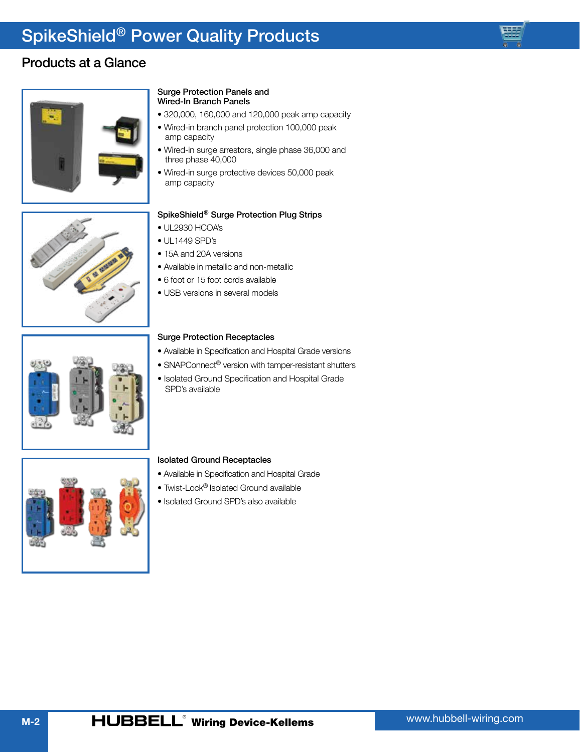# SpikeShield® Power Quality Products

## Products at a Glance

### Surge Protection Panels and Wired-In Branch Panels

- 320,000, 160,000 and 120,000 peak amp capacity
- Wired-in branch panel protection 100,000 peak amp capacity
- Wired-in surge arrestors, single phase 36,000 and three phase 40,000
- Wired-in surge protective devices 50,000 peak amp capacity

### SpikeShield® Surge Protection Plug Strips

- UL2930 HCOA's
- UL1449 SPD's
- 15A and 20A versions
- Available in metallic and non-metallic
- 6 foot or 15 foot cords available
- USB versions in several models

### Surge Protection Receptacles

- Available in Specification and Hospital Grade versions
- SNAPConnect® version with tamper-resistant shutters
- Isolated Ground Specification and Hospital Grade SPD's available

### Isolated Ground Receptacles

- Available in Specification and Hospital Grade
- Twist-Lock® Isolated Ground available
- Isolated Ground SPD's also available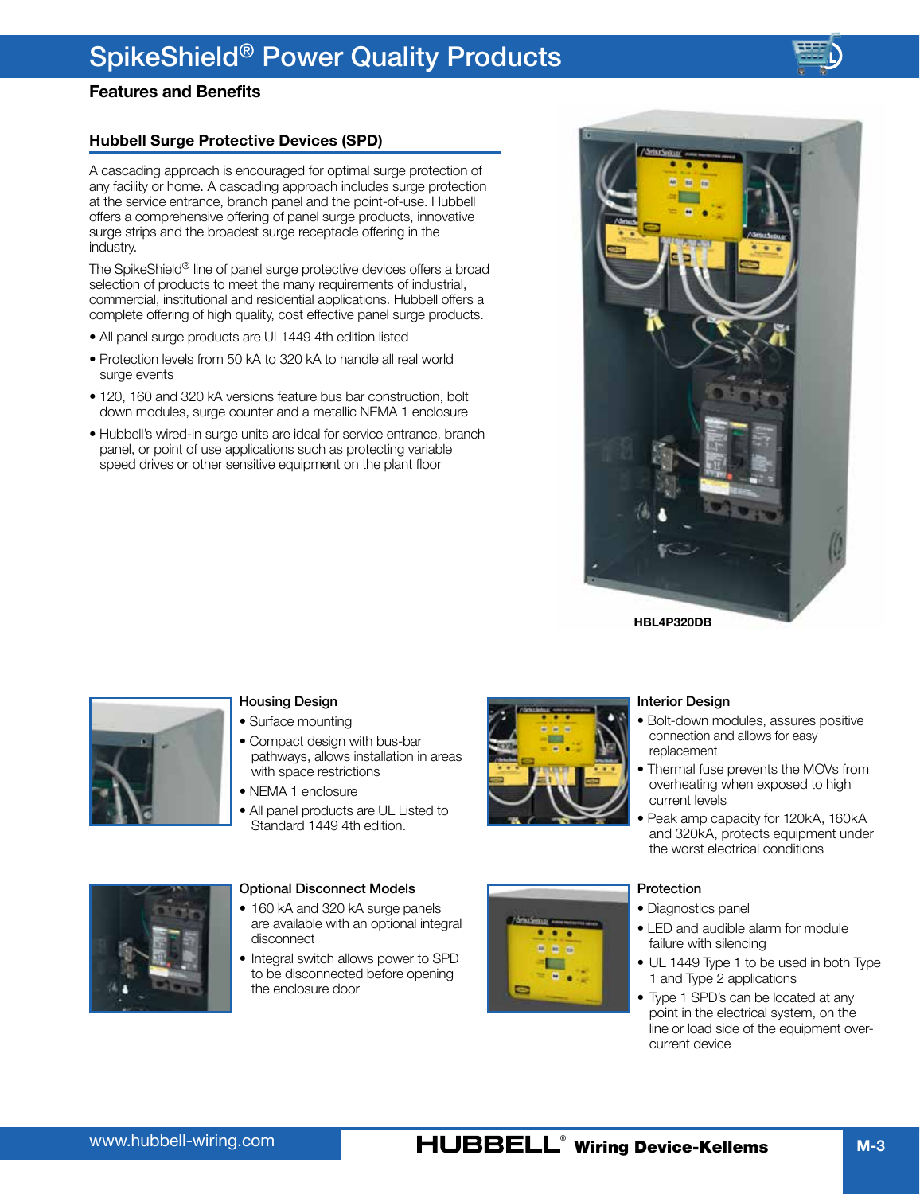# SpikeShield® Power Quality Products

## Features and Benefits

### Hubbell Surge Protective Devices (SPD)

A cascading approach is encouraged for optimal surge protection of any facility or home. A cascading approach includes surge protection at the service entrance, branch panel and the point-of-use. Hubbell offers a comprehensive offering of panel surge products, innovative surge strips and the broadest surge receptacle offering in the industry.

The SpikeShield® line of panel surge protective devices offers a broad selection of products to meet the many requirements of industrial, commercial, institutional and residential applications. Hubbell offers a complete offering of high quality, cost effective panel surge products.

- All panel surge products are UL1449 4th edition listed
- Protection levels from 50 kA to 320 kA to handle all real world surge events
- 120, 160 and 320 kA versions feature bus bar construction, bolt down modules, surge counter and a metallic NEMA 1 enclosure
- Hubbell's wired-in surge units are ideal for service entrance, branch panel, or point of use applications such as protecting variable speed drives or other sensitive equipment on the plant floor

HBL4P320DB

#### Housing Design

- Surface mounting
- Compact design with bus-bar pathways, allows installation in areas with space restrictions
- NEMA 1 enclosure
- All panel products are UL Listed to Standard 1449 4th edition.

#### Interior Design

- Bolt-down modules, assures positive connection and allows for easy replacement
- Thermal fuse prevents the MOVs from overheating when exposed to high current levels
- Peak amp capacity for 120kA, 160kA and 320kA, protects equipment under the worst electrical conditions

#### Optional Disconnect Models

- 160 kA and 320 kA surge panels are available with an optional integral disconnect
- Integral switch allows power to SPD to be disconnected before opening the enclosure door

#### Protection

- Diagnostics panel
- LED and audible alarm for module failure with silencing
- UL 1449 Type 1 to be used in both Type 1 and Type 2 applications
- Type 1 SPD's can be located at any point in the electrical system, on the line or load side of the equipment over-current device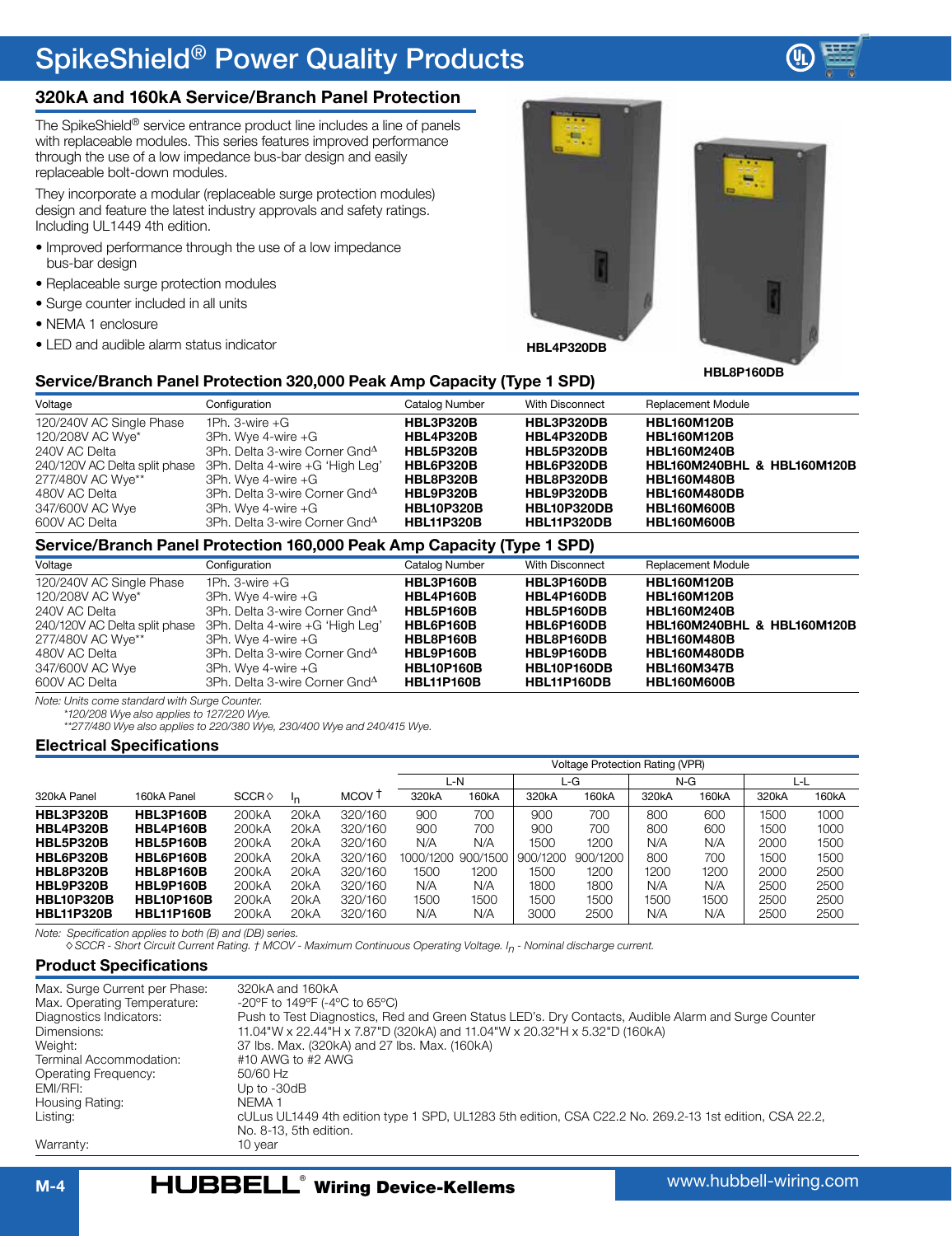# SpikeShield® Power Quality Products

## 320kA and 160kA Service/Branch Panel Protection

The SpikeShield® service entrance product line includes a line of panels with replaceable modules. This series features improved performance through the use of a low impedance bus-bar design and easily replaceable bolt-down modules.

They incorporate a modular (replaceable surge protection modules) design and feature the latest industry approvals and safety ratings. Including UL1449 4th edition.

- Improved performance through the use of a low impedance bus-bar design
- Replaceable surge protection modules
- Surge counter included in all units
- NEMA 1 enclosure
- LED and audible alarm status indicator

HBL4P320DB

HBL8P160DB

### Service/Branch Panel Protection 320,000 Peak Amp Capacity (Type 1 SPD)

| Voltage | Configuration | Catalog Number | With Disconnect | Replacement Module |
|---|---|---|---|---|
| 120/240V AC Single Phase | 1Ph. 3-wire +G | **HBL3P320B** | **HBL3P320DB** | **HBL160M120B** |
| 120/208V AC Wye* | 3Ph. Wye 4-wire +G | **HBL4P320B** | **HBL4P320DB** | **HBL160M120B** |
| 240V AC Delta | 3Ph. Delta 3-wire Corner Gnd^Δ | **HBL5P320B** | **HBL5P320DB** | **HBL160M240B** |
| 240/120V AC Delta split phase | 3Ph. Delta 4-wire +G 'High Leg' | **HBL6P320B** | **HBL6P320DB** | **HBL160M240BHL & HBL160M120B** |
| 277/480V AC Wye** | 3Ph. Wye 4-wire +G | **HBL8P320B** | **HBL8P320DB** | **HBL160M480B** |
| 480V AC Delta | 3Ph. Delta 3-wire Corner Gnd^Δ | **HBL9P320B** | **HBL9P320DB** | **HBL160M480DB** |
| 347/600V AC Wye | 3Ph. Wye 4-wire +G | **HBL10P320B** | **HBL10P320DB** | **HBL160M600B** |
| 600V AC Delta | 3Ph. Delta 3-wire Corner Gnd^Δ | **HBL11P320B** | **HBL11P320DB** | **HBL160M600B** |

### Service/Branch Panel Protection 160,000 Peak Amp Capacity (Type 1 SPD)

| Voltage | Configuration | Catalog Number | With Disconnect | Replacement Module |
|---|---|---|---|---|
| 120/240V AC Single Phase | 1Ph. 3-wire +G | **HBL3P160B** | **HBL3P160DB** | **HBL160M120B** |
| 120/208V AC Wye* | 3Ph. Wye 4-wire +G | **HBL4P160B** | **HBL4P160DB** | **HBL160M120B** |
| 240V AC Delta | 3Ph. Delta 3-wire Corner Gnd^Δ | **HBL5P160B** | **HBL5P160DB** | **HBL160M240B** |
| 240/120V AC Delta split phase | 3Ph. Delta 4-wire +G 'High Leg' | **HBL6P160B** | **HBL6P160DB** | **HBL160M240BHL & HBL160M120B** |
| 277/480V AC Wye** | 3Ph. Wye 4-wire +G | **HBL8P160B** | **HBL8P160DB** | **HBL160M480B** |
| 480V AC Delta | 3Ph. Delta 3-wire Corner Gnd^Δ | **HBL9P160B** | **HBL9P160DB** | **HBL160M480DB** |
| 347/600V AC Wye | 3Ph. Wye 4-wire +G | **HBL10P160B** | **HBL10P160DB** | **HBL160M347B** |
| 600V AC Delta | 3Ph. Delta 3-wire Corner Gnd^Δ | **HBL11P160B** | **HBL11P160DB** | **HBL160M600B** |

*Note: Units come standard with Surge Counter.*
*\*120/208 Wye also applies to 127/220 Wye.*
*\*\*277/480 Wye also applies to 220/380 Wye, 230/400 Wye and 240/415 Wye.*

### Electrical Specifications

| | | | | | Voltage Protection Rating (VPR) | | | | | | | |
|---|---|---|---|---|---|---|---|---|---|---|---|---|
| | | | | | L-N | | L-G | | N-G | | L-L | |
| 320kA Panel | 160kA Panel | SCCR ◊ | $I_n$ | MCOV † | 320kA | 160kA | 320kA | 160kA | 320kA | 160kA | 320kA | 160kA |
| **HBL3P320B** | **HBL3P160B** | 200kA | 20kA | 320/160 | 900 | 700 | 900 | 700 | 800 | 600 | 1500 | 1000 |
| **HBL4P320B** | **HBL4P160B** | 200kA | 20kA | 320/160 | 900 | 700 | 900 | 700 | 800 | 600 | 1500 | 1000 |
| **HBL5P320B** | **HBL5P160B** | 200kA | 20kA | 320/160 | N/A | N/A | 1500 | 1200 | N/A | N/A | 2000 | 1500 |
| **HBL6P320B** | **HBL6P160B** | 200kA | 20kA | 320/160 | 1000/1200 | 900/1500 | 900/1200 | 900/1200 | 800 | 700 | 1500 | 1500 |
| **HBL8P320B** | **HBL8P160B** | 200kA | 20kA | 320/160 | 1500 | 1200 | 1500 | 1200 | 1200 | 1200 | 2000 | 2500 |
| **HBL9P320B** | **HBL9P160B** | 200kA | 20kA | 320/160 | N/A | N/A | 1800 | 1800 | N/A | N/A | 2500 | 2500 |
| **HBL10P320B** | **HBL10P160B** | 200kA | 20kA | 320/160 | 1500 | 1500 | 1500 | 1500 | 1500 | 1500 | 2500 | 2500 |
| **HBL11P320B** | **HBL11P160B** | 200kA | 20kA | 320/160 | N/A | N/A | 3000 | 2500 | N/A | N/A | 2500 | 2500 |

*Note: Specification applies to both (B) and (DB) series.*
*◊ SCCR - Short Circuit Current Rating. † MCOV - Maximum Continuous Operating Voltage. $I_n$ - Nominal discharge current.*

### Product Specifications

| | |
|---|---|
| Max. Surge Current per Phase: | 320kA and 160kA |
| Max. Operating Temperature: | -20°F to 149°F (-4°C to 65°C) |
| Diagnostics Indicators: | Push to Test Diagnostics, Red and Green Status LED's. Dry Contacts, Audible Alarm and Surge Counter |
| Dimensions: | 11.04"W x 22.44"H x 7.87"D (320kA) and 11.04"W x 20.32"H x 5.32"D (160kA) |
| Weight: | 37 lbs. Max. (320kA) and 27 lbs. Max. (160kA) |
| Terminal Accommodation: | #10 AWG to #2 AWG |
| Operating Frequency: | 50/60 Hz |
| EMI/RFI: | Up to -30dB |
| Housing Rating: | NEMA 1 |
| Listing: | cULus UL1449 4th edition type 1 SPD, UL1283 5th edition, CSA C22.2 No. 269.2-13 1st edition, CSA 22.2, No. 8-13, 5th edition. |
| Warranty: | 10 year |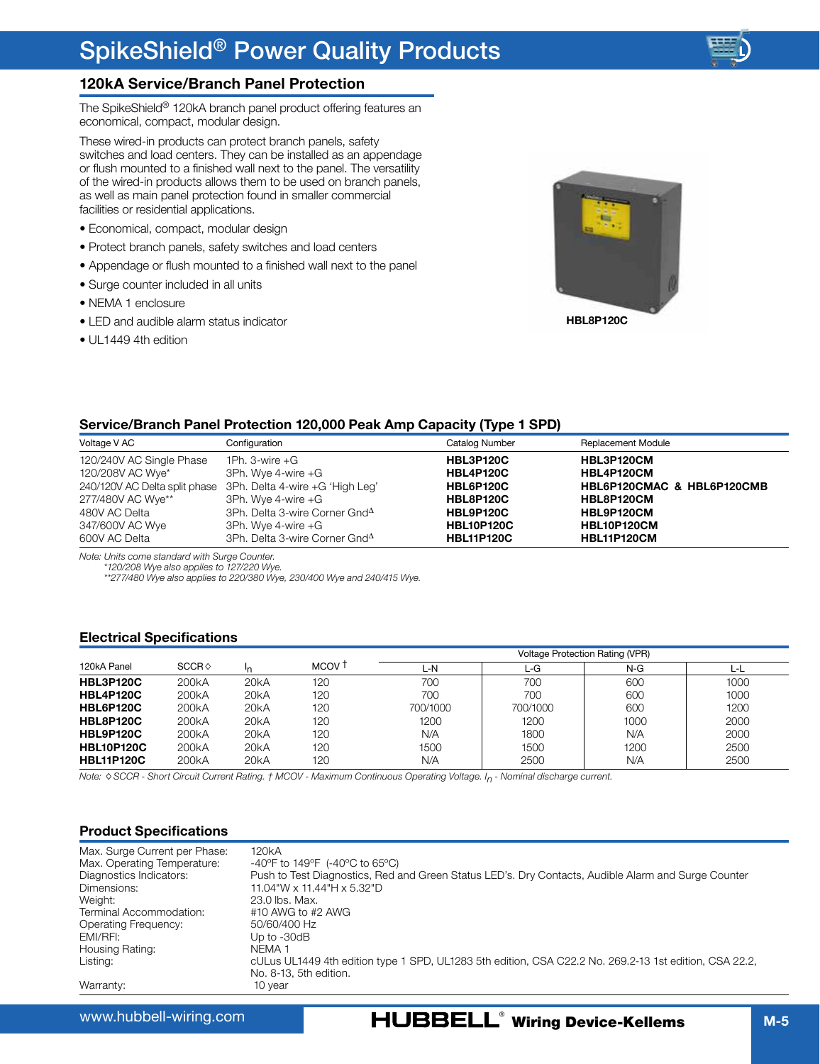# SpikeShield® Power Quality Products

## 120kA Service/Branch Panel Protection

The SpikeShield® 120kA branch panel product offering features an economical, compact, modular design.

These wired-in products can protect branch panels, safety switches and load centers. They can be installed as an appendage or flush mounted to a finished wall next to the panel. The versatility of the wired-in products allows them to be used on branch panels, as well as main panel protection found in smaller commercial facilities or residential applications.

- Economical, compact, modular design
- Protect branch panels, safety switches and load centers
- Appendage or flush mounted to a finished wall next to the panel
- Surge counter included in all units
- NEMA 1 enclosure
- LED and audible alarm status indicator
- UL1449 4th edition

**HBL8P120C**

### Service/Branch Panel Protection 120,000 Peak Amp Capacity (Type 1 SPD)

| Voltage V AC | Configuration | Catalog Number | Replacement Module |
|---|---|---|---|
| 120/240V AC Single Phase | 1Ph. 3-wire +G | **HBL3P120C** | **HBL3P120CM** |
| 120/208V AC Wye* | 3Ph. Wye 4-wire +G | **HBL4P120C** | **HBL4P120CM** |
| 240/120V AC Delta split phase | 3Ph. Delta 4-wire +G 'High Leg' | **HBL6P120C** | **HBL6P120CMAC & HBL6P120CMB** |
| 277/480V AC Wye** | 3Ph. Wye 4-wire +G | **HBL8P120C** | **HBL8P120CM** |
| 480V AC Delta | 3Ph. Delta 3-wire Corner Gnd^Δ | **HBL9P120C** | **HBL9P120CM** |
| 347/600V AC Wye | 3Ph. Wye 4-wire +G | **HBL10P120C** | **HBL10P120CM** |
| 600V AC Delta | 3Ph. Delta 3-wire Corner Gnd^Δ | **HBL11P120C** | **HBL11P120CM** |

*Note: Units come standard with Surge Counter.*
*\*120/208 Wye also applies to 127/220 Wye.*
*\*\*277/480 Wye also applies to 220/380 Wye, 230/400 Wye and 240/415 Wye.*

### Electrical Specifications

| 120kA Panel | SCCR ◊ | $I_n$ | MCOV † | Voltage Protection Rating (VPR) L-N | L-G | N-G | L-L |
|---|---|---|---|---|---|---|---|
| **HBL3P120C** | 200kA | 20kA | 120 | 700 | 700 | 600 | 1000 |
| **HBL4P120C** | 200kA | 20kA | 120 | 700 | 700 | 600 | 1000 |
| **HBL6P120C** | 200kA | 20kA | 120 | 700/1000 | 700/1000 | 600 | 1200 |
| **HBL8P120C** | 200kA | 20kA | 120 | 1200 | 1200 | 1000 | 2000 |
| **HBL9P120C** | 200kA | 20kA | 120 | N/A | 1800 | N/A | 2000 |
| **HBL10P120C** | 200kA | 20kA | 120 | 1500 | 1500 | 1200 | 2500 |
| **HBL11P120C** | 200kA | 20kA | 120 | N/A | 2500 | N/A | 2500 |

*Note: ◊ SCCR - Short Circuit Current Rating. † MCOV - Maximum Continuous Operating Voltage. $I_n$ - Nominal discharge current.*

### Product Specifications

| | |
|---|---|
| Max. Surge Current per Phase: | 120kA |
| Max. Operating Temperature: | -40ºF to 149ºF (-40ºC to 65ºC) |
| Diagnostics Indicators: | Push to Test Diagnostics, Red and Green Status LED's. Dry Contacts, Audible Alarm and Surge Counter |
| Dimensions: | 11.04"W x 11.44"H x 5.32"D |
| Weight: | 23.0 lbs. Max. |
| Terminal Accommodation: | #10 AWG to #2 AWG |
| Operating Frequency: | 50/60/400 Hz |
| EMI/RFI: | Up to -30dB |
| Housing Rating: | NEMA 1 |
| Listing: | cULus UL1449 4th edition type 1 SPD, UL1283 5th edition, CSA C22.2 No. 269.2-13 1st edition, CSA 22.2, No. 8-13, 5th edition. |
| Warranty: | 10 year |

www.hubbell-wiring.com

**HUBBELL® Wiring Device-Kellems**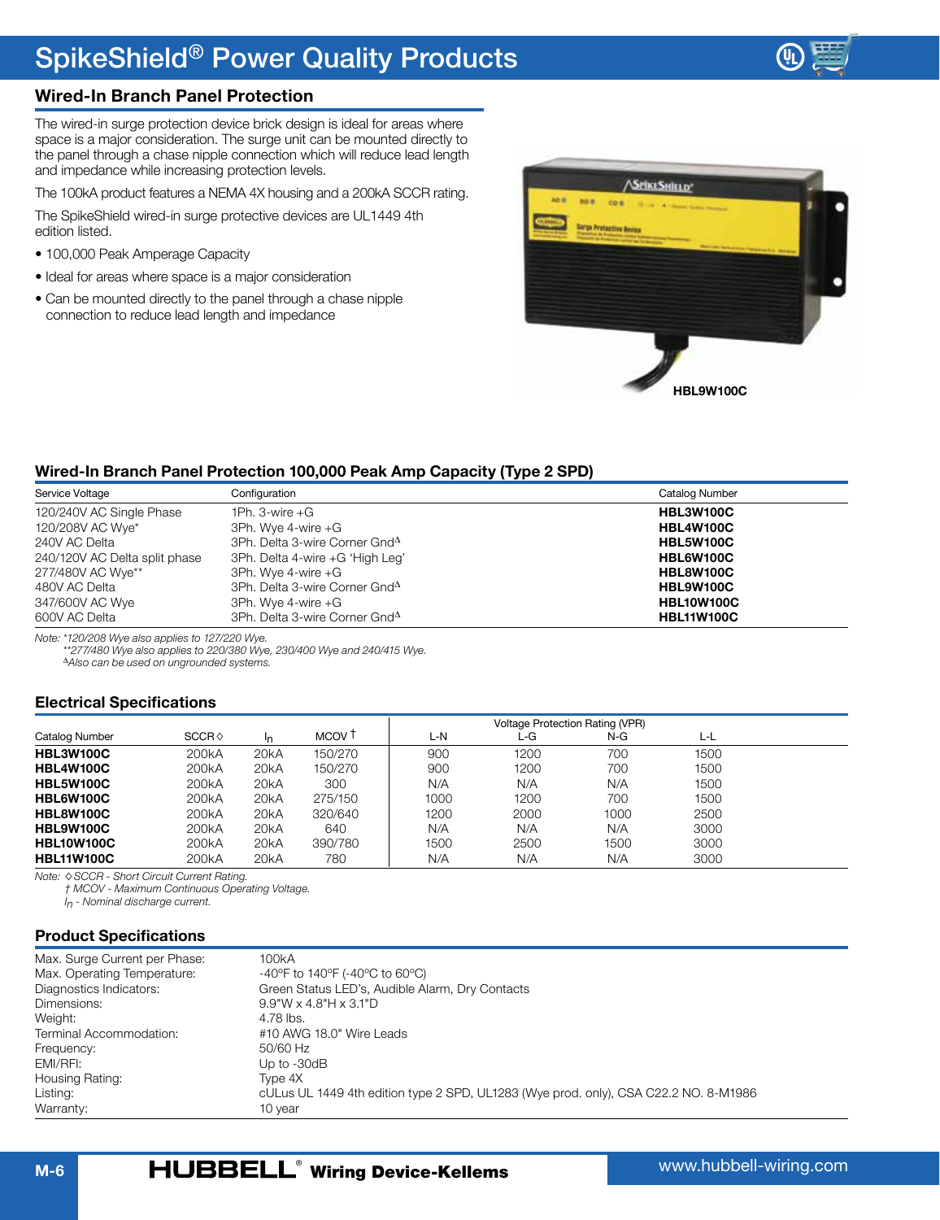# SpikeShield® Power Quality Products

## Wired-In Branch Panel Protection

The wired-in surge protection device brick design is ideal for areas where space is a major consideration. The surge unit can be mounted directly to the panel through a chase nipple connection which will reduce lead length and impedance while increasing protection levels.

The 100kA product features a NEMA 4X housing and a 200kA SCCR rating.

The SpikeShield wired-in surge protective devices are UL1449 4th edition listed.

- 100,000 Peak Amperage Capacity
- Ideal for areas where space is a major consideration
- Can be mounted directly to the panel through a chase nipple connection to reduce lead length and impedance

HBL9W100C

### Wired-In Branch Panel Protection 100,000 Peak Amp Capacity (Type 2 SPD)

| Service Voltage | Configuration | Catalog Number |
|---|---|---|
| 120/240V AC Single Phase | 1Ph. 3-wire +G | **HBL3W100C** |
| 120/208V AC Wye* | 3Ph. Wye 4-wire +G | **HBL4W100C** |
| 240V AC Delta | 3Ph. Delta 3-wire Corner Gnd$^{\Delta}$ | **HBL5W100C** |
| 240/120V AC Delta split phase | 3Ph. Delta 4-wire +G 'High Leg' | **HBL6W100C** |
| 277/480V AC Wye** | 3Ph. Wye 4-wire +G | **HBL8W100C** |
| 480V AC Delta | 3Ph. Delta 3-wire Corner Gnd$^{\Delta}$ | **HBL9W100C** |
| 347/600V AC Wye | 3Ph. Wye 4-wire +G | **HBL10W100C** |
| 600V AC Delta | 3Ph. Delta 3-wire Corner Gnd$^{\Delta}$ | **HBL11W100C** |

*Note: *120/208 Wye also applies to 127/220 Wye.*
*\*\*277/480 Wye also applies to 220/380 Wye, 230/400 Wye and 240/415 Wye.*
*$^{\Delta}$Also can be used on ungrounded systems.*

### Electrical Specifications

| | | | | Voltage Protection Rating (VPR) | | | |
|---|---|---|---|---|---|---|---|
| Catalog Number | SCCR◊ | $I_n$ | MCOV † | L-N | L-G | N-G | L-L |
| **HBL3W100C** | 200kA | 20kA | 150/270 | 900 | 1200 | 700 | 1500 |
| **HBL4W100C** | 200kA | 20kA | 150/270 | 900 | 1200 | 700 | 1500 |
| **HBL5W100C** | 200kA | 20kA | 300 | N/A | N/A | N/A | 1500 |
| **HBL6W100C** | 200kA | 20kA | 275/150 | 1000 | 1200 | 700 | 1500 |
| **HBL8W100C** | 200kA | 20kA | 320/640 | 1200 | 2000 | 1000 | 2500 |
| **HBL9W100C** | 200kA | 20kA | 640 | N/A | N/A | N/A | 3000 |
| **HBL10W100C** | 200kA | 20kA | 390/780 | 1500 | 2500 | 1500 | 3000 |
| **HBL11W100C** | 200kA | 20kA | 780 | N/A | N/A | N/A | 3000 |

*Note: ◊SCCR - Short Circuit Current Rating.*
*† MCOV - Maximum Continuous Operating Voltage.*
*$I_n$ - Nominal discharge current.*

### Product Specifications

| | |
|---|---|
| Max. Surge Current per Phase: | 100kA |
| Max. Operating Temperature: | -40°F to 140°F (-40°C to 60°C) |
| Diagnostics Indicators: | Green Status LED's, Audible Alarm, Dry Contacts |
| Dimensions: | 9.9"W x 4.8"H x 3.1"D |
| Weight: | 4.78 lbs. |
| Terminal Accommodation: | #10 AWG 18.0" Wire Leads |
| Frequency: | 50/60 Hz |
| EMI/RFI: | Up to -30dB |
| Housing Rating: | Type 4X |
| Listing: | cULus UL 1449 4th edition type 2 SPD, UL1283 (Wye prod. only), CSA C22.2 NO. 8-M1986 |
| Warranty: | 10 year |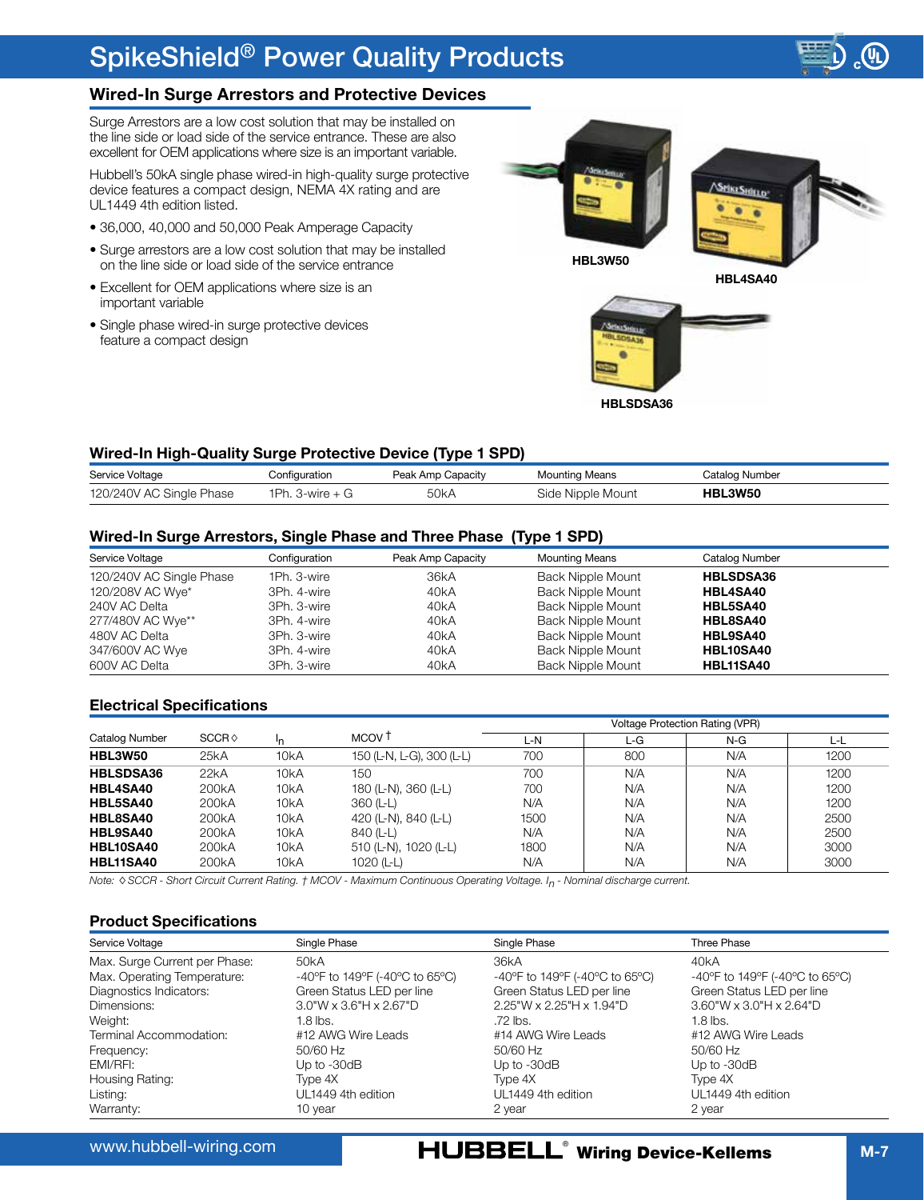# SpikeShield® Power Quality Products

## Wired-In Surge Arrestors and Protective Devices

Surge Arrestors are a low cost solution that may be installed on the line side or load side of the service entrance. These are also excellent for OEM applications where size is an important variable.

Hubbell's 50kA single phase wired-in high-quality surge protective device features a compact design, NEMA 4X rating and are UL1449 4th edition listed.

- 36,000, 40,000 and 50,000 Peak Amperage Capacity
- Surge arrestors are a low cost solution that may be installed on the line side or load side of the service entrance
- Excellent for OEM applications where size is an important variable
- Single phase wired-in surge protective devices feature a compact design

HBL3W50

HBL4SA40

HBLSDSA36

### Wired-In High-Quality Surge Protective Device (Type 1 SPD)

| Service Voltage | Configuration | Peak Amp Capacity | Mounting Means | Catalog Number |
|---|---|---|---|---|
| 120/240V AC Single Phase | 1Ph. 3-wire + G | 50kA | Side Nipple Mount | **HBL3W50** |

### Wired-In Surge Arrestors, Single Phase and Three Phase (Type 1 SPD)

| Service Voltage | Configuration | Peak Amp Capacity | Mounting Means | Catalog Number |
|---|---|---|---|---|
| 120/240V AC Single Phase | 1Ph. 3-wire | 36kA | Back Nipple Mount | **HBLSDSA36** |
| 120/208V AC Wye* | 3Ph. 4-wire | 40kA | Back Nipple Mount | **HBL4SA40** |
| 240V AC Delta | 3Ph. 3-wire | 40kA | Back Nipple Mount | **HBL5SA40** |
| 277/480V AC Wye** | 3Ph. 4-wire | 40kA | Back Nipple Mount | **HBL8SA40** |
| 480V AC Delta | 3Ph. 3-wire | 40kA | Back Nipple Mount | **HBL9SA40** |
| 347/600V AC Wye | 3Ph. 4-wire | 40kA | Back Nipple Mount | **HBL10SA40** |
| 600V AC Delta | 3Ph. 3-wire | 40kA | Back Nipple Mount | **HBL11SA40** |

### Electrical Specifications

| | | | | Voltage Protection Rating (VPR) | | | |
|---|---|---|---|---|---|---|---|
| Catalog Number | SCCR ◊ | $I_n$ | MCOV † | L-N | L-G | N-G | L-L |
| **HBL3W50** | 25kA | 10kA | 150 (L-N, L-G), 300 (L-L) | 700 | 800 | N/A | 1200 |
| **HBLSDSA36** | 22kA | 10kA | 150 | 700 | N/A | N/A | 1200 |
| **HBL4SA40** | 200kA | 10kA | 180 (L-N), 360 (L-L) | 700 | N/A | N/A | 1200 |
| **HBL5SA40** | 200kA | 10kA | 360 (L-L) | N/A | N/A | N/A | 1200 |
| **HBL8SA40** | 200kA | 10kA | 420 (L-N), 840 (L-L) | 1500 | N/A | N/A | 2500 |
| **HBL9SA40** | 200kA | 10kA | 840 (L-L) | N/A | N/A | N/A | 2500 |
| **HBL10SA40** | 200kA | 10kA | 510 (L-N), 1020 (L-L) | 1800 | N/A | N/A | 3000 |
| **HBL11SA40** | 200kA | 10kA | 1020 (L-L) | N/A | N/A | N/A | 3000 |

*Note: ◊ SCCR - Short Circuit Current Rating. † MCOV - Maximum Continuous Operating Voltage. $I_n$ - Nominal discharge current.*

### Product Specifications

| Service Voltage | Single Phase | Single Phase | Three Phase |
|---|---|---|---|
| Max. Surge Current per Phase: | 50kA | 36kA | 40kA |
| Max. Operating Temperature: | -40ºF to 149ºF (-40ºC to 65ºC) | -40ºF to 149ºF (-40ºC to 65ºC) | -40ºF to 149ºF (-40ºC to 65ºC) |
| Diagnostics Indicators: | Green Status LED per line | Green Status LED per line | Green Status LED per line |
| Dimensions: | 3.0"W x 3.6"H x 2.67"D | 2.25"W x 2.25"H x 1.94"D | 3.60"W x 3.0"H x 2.64"D |
| Weight: | 1.8 lbs. | .72 lbs. | 1.8 lbs. |
| Terminal Accommodation: | #12 AWG Wire Leads | #14 AWG Wire Leads | #12 AWG Wire Leads |
| Frequency: | 50/60 Hz | 50/60 Hz | 50/60 Hz |
| EMI/RFI: | Up to -30dB | Up to -30dB | Up to -30dB |
| Housing Rating: | Type 4X | Type 4X | Type 4X |
| Listing: | UL1449 4th edition | UL1449 4th edition | UL1449 4th edition |
| Warranty: | 10 year | 2 year | 2 year |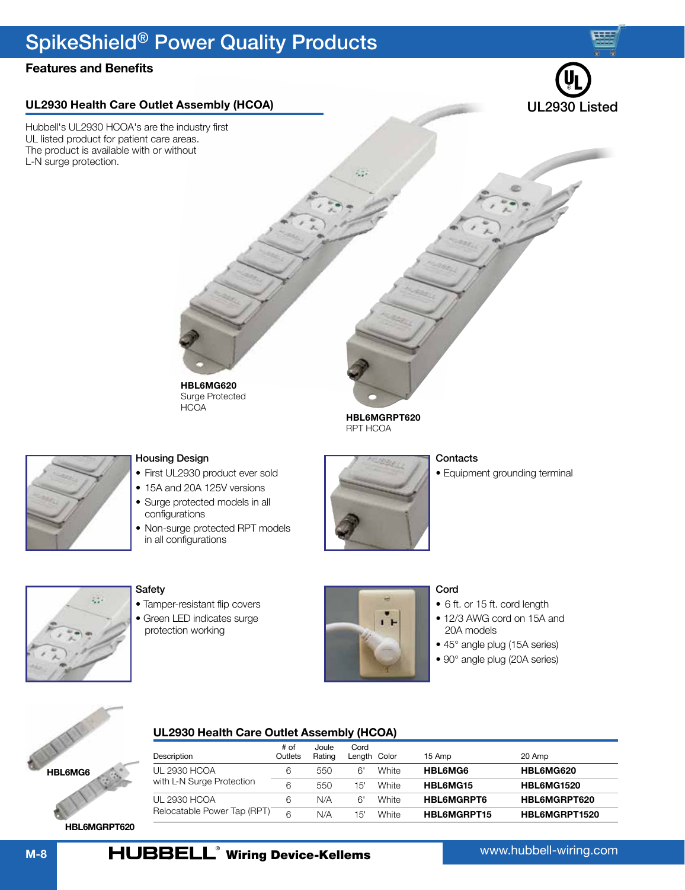# SpikeShield® Power Quality Products

## Features and Benefits

UL2930 Listed

### UL2930 Health Care Outlet Assembly (HCOA)

Hubbell's UL2930 HCOA's are the industry first UL listed product for patient care areas. The product is available with or without L-N surge protection.

**HBL6MG620**
Surge Protected HCOA

**HBL6MGRPT620**
RPT HCOA

#### Housing Design

- First UL2930 product ever sold
- 15A and 20A 125V versions
- Surge protected models in all configurations
- Non-surge protected RPT models in all configurations

#### Contacts

- Equipment grounding terminal

#### Safety

- Tamper-resistant flip covers
- Green LED indicates surge protection working

#### Cord

- 6 ft. or 15 ft. cord length
- 12/3 AWG cord on 15A and 20A models
- 45° angle plug (15A series)
- 90° angle plug (20A series)

### UL2930 Health Care Outlet Assembly (HCOA)

HBL6MG6

HBL6MGRPT620

| Description | # of Outlets | Joule Rating | Cord Length | Color | 15 Amp | 20 Amp |
|---|---|---|---|---|---|---|
| UL 2930 HCOA with L-N Surge Protection | 6 | 550 | 6' | White | **HBL6MG6** | **HBL6MG620** |
| | 6 | 550 | 15' | White | **HBL6MG15** | **HBL6MG1520** |
| UL 2930 HCOA Relocatable Power Tap (RPT) | 6 | N/A | 6' | White | **HBL6MGRPT6** | **HBL6MGRPT620** |
| | 6 | N/A | 15' | White | **HBL6MGRPT15** | **HBL6MGRPT1520** |

**HUBBELL**® Wiring Device-Kellems

www.hubbell-wiring.com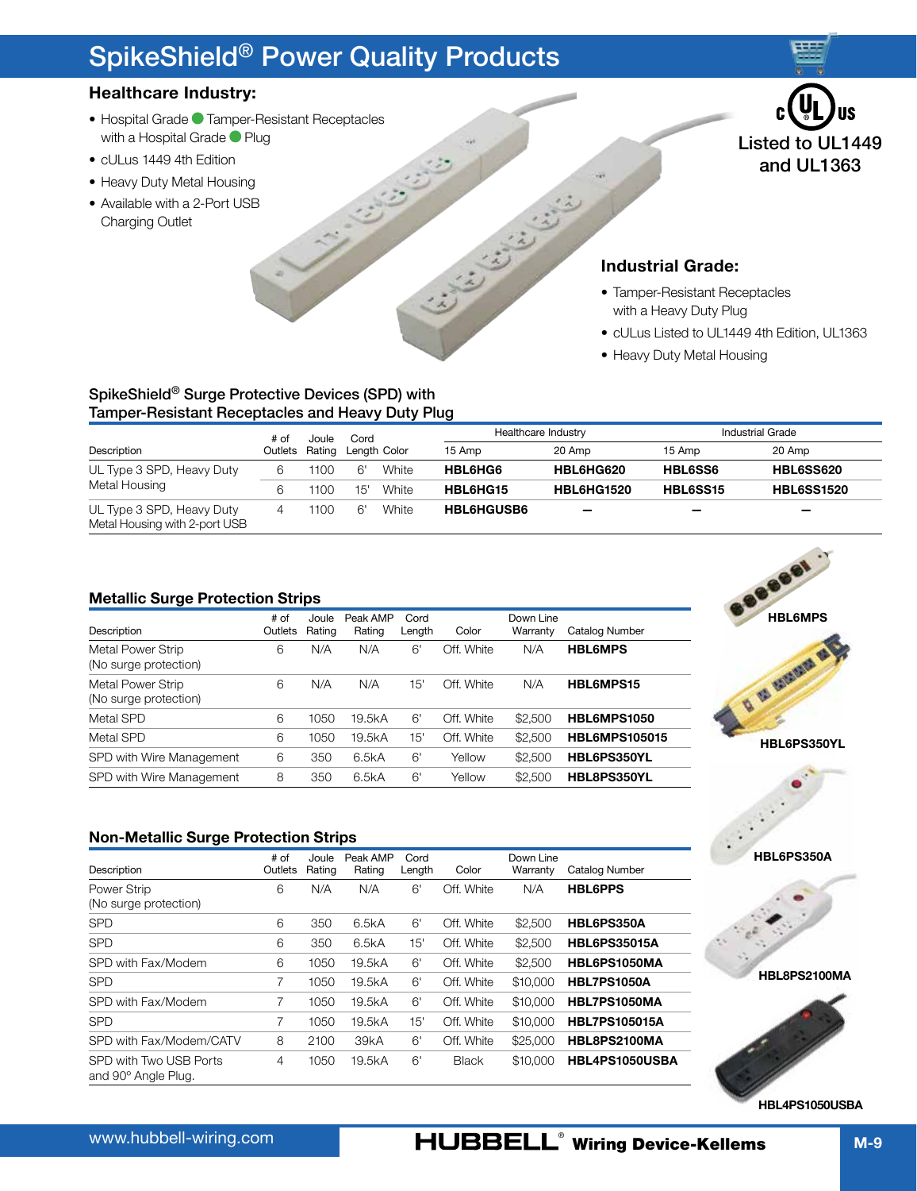# SpikeShield® Power Quality Products

## Healthcare Industry:

- Hospital Grade ● Tamper-Resistant Receptacles with a Hospital Grade ● Plug
- cULus 1449 4th Edition
- Heavy Duty Metal Housing
- Available with a 2-Port USB Charging Outlet

Listed to UL1449 and UL1363

## Industrial Grade:

- Tamper-Resistant Receptacles with a Heavy Duty Plug
- cULus Listed to UL1449 4th Edition, UL1363
- Heavy Duty Metal Housing

### SpikeShield® Surge Protective Devices (SPD) with Tamper-Resistant Receptacles and Heavy Duty Plug

| Description | # of Outlets | Joule Rating | Cord Length | Color | Healthcare Industry 15 Amp | Healthcare Industry 20 Amp | Industrial Grade 15 Amp | Industrial Grade 20 Amp |
|---|---|---|---|---|---|---|---|---|
| UL Type 3 SPD, Heavy Duty Metal Housing | 6 | 1100 | 6' | White | **HBL6HG6** | **HBL6HG620** | **HBL6SS6** | **HBL6SS620** |
| | 6 | 1100 | 15' | White | **HBL6HG15** | **HBL6HG1520** | **HBL6SS15** | **HBL6SS1520** |
| UL Type 3 SPD, Heavy Duty Metal Housing with 2-port USB | 4 | 1100 | 6' | White | **HBL6HGUSB6** | – | – | – |

### Metallic Surge Protection Strips

| Description | # of Outlets | Joule Rating | Peak AMP Rating | Cord Length | Color | Down Line Warranty | Catalog Number |
|---|---|---|---|---|---|---|---|
| Metal Power Strip (No surge protection) | 6 | N/A | N/A | 6' | Off. White | N/A | **HBL6MPS** |
| Metal Power Strip (No surge protection) | 6 | N/A | N/A | 15' | Off. White | N/A | **HBL6MPS15** |
| Metal SPD | 6 | 1050 | 19.5kA | 6' | Off. White | $2,500 | **HBL6MPS1050** |
| Metal SPD | 6 | 1050 | 19.5kA | 15' | Off. White | $2,500 | **HBL6MPS105015** |
| SPD with Wire Management | 6 | 350 | 6.5kA | 6' | Yellow | $2,500 | **HBL6PS350YL** |
| SPD with Wire Management | 8 | 350 | 6.5kA | 6' | Yellow | $2,500 | **HBL8PS350YL** |

### Non-Metallic Surge Protection Strips

| Description | # of Outlets | Joule Rating | Peak AMP Rating | Cord Length | Color | Down Line Warranty | Catalog Number |
|---|---|---|---|---|---|---|---|
| Power Strip (No surge protection) | 6 | N/A | N/A | 6' | Off. White | N/A | **HBL6PPS** |
| SPD | 6 | 350 | 6.5kA | 6' | Off. White | $2,500 | **HBL6PS350A** |
| SPD | 6 | 350 | 6.5kA | 15' | Off. White | $2,500 | **HBL6PS35015A** |
| SPD with Fax/Modem | 6 | 1050 | 19.5kA | 6' | Off. White | $2,500 | **HBL6PS1050MA** |
| SPD | 7 | 1050 | 19.5kA | 6' | Off. White | $10,000 | **HBL7PS1050A** |
| SPD with Fax/Modem | 7 | 1050 | 19.5kA | 6' | Off. White | $10,000 | **HBL7PS1050MA** |
| SPD | 7 | 1050 | 19.5kA | 15' | Off. White | $10,000 | **HBL7PS105015A** |
| SPD with Fax/Modem/CATV | 8 | 2100 | 39kA | 6' | Off. White | $25,000 | **HBL8PS2100MA** |
| SPD with Two USB Ports and 90° Angle Plug. | 4 | 1050 | 19.5kA | 6' | Black | $10,000 | **HBL4PS1050USBA** |

HBL6MPS

HBL6PS350YL

HBL6PS350A

HBL8PS2100MA

HBL4PS1050USBA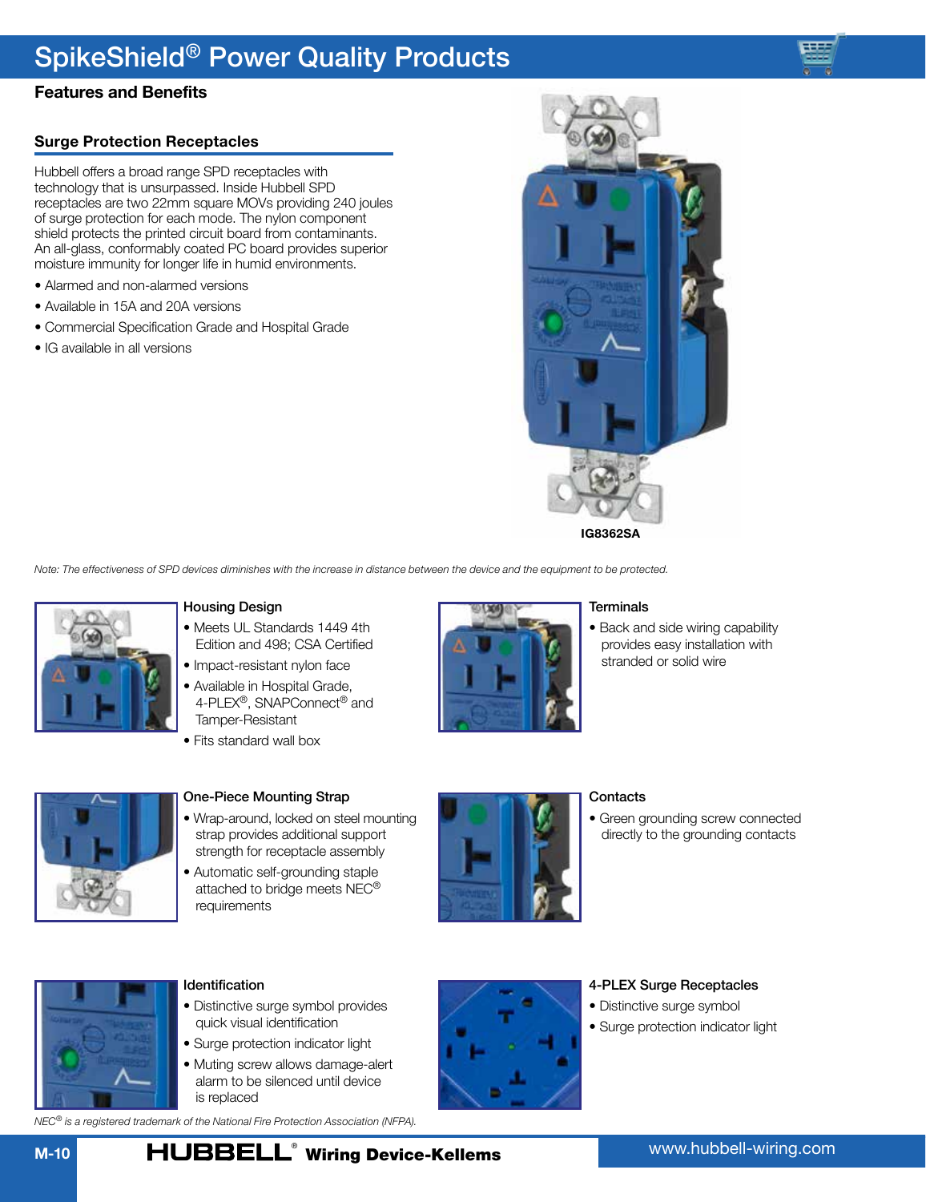# SpikeShield® Power Quality Products

## Features and Benefits

### Surge Protection Receptacles

Hubbell offers a broad range SPD receptacles with technology that is unsurpassed. Inside Hubbell SPD receptacles are two 22mm square MOVs providing 240 joules of surge protection for each mode. The nylon component shield protects the printed circuit board from contaminants. An all-glass, conformably coated PC board provides superior moisture immunity for longer life in humid environments.

- Alarmed and non-alarmed versions
- Available in 15A and 20A versions
- Commercial Specification Grade and Hospital Grade
- IG available in all versions

IG8362SA

*Note: The effectiveness of SPD devices diminishes with the increase in distance between the device and the equipment to be protected.*

#### Housing Design

- Meets UL Standards 1449 4th Edition and 498; CSA Certified
- Impact-resistant nylon face
- Available in Hospital Grade, 4-PLEX®, SNAPConnect® and Tamper-Resistant
- Fits standard wall box

#### Terminals

- Back and side wiring capability provides easy installation with stranded or solid wire

#### One-Piece Mounting Strap

- Wrap-around, locked on steel mounting strap provides additional support strength for receptacle assembly
- Automatic self-grounding staple attached to bridge meets NEC® requirements

#### Contacts

- Green grounding screw connected directly to the grounding contacts

#### Identification

- Distinctive surge symbol provides quick visual identification
- Surge protection indicator light
- Muting screw allows damage-alert alarm to be silenced until device is replaced

#### 4-PLEX Surge Receptacles

- Distinctive surge symbol
- Surge protection indicator light

*NEC® is a registered trademark of the National Fire Protection Association (NFPA).*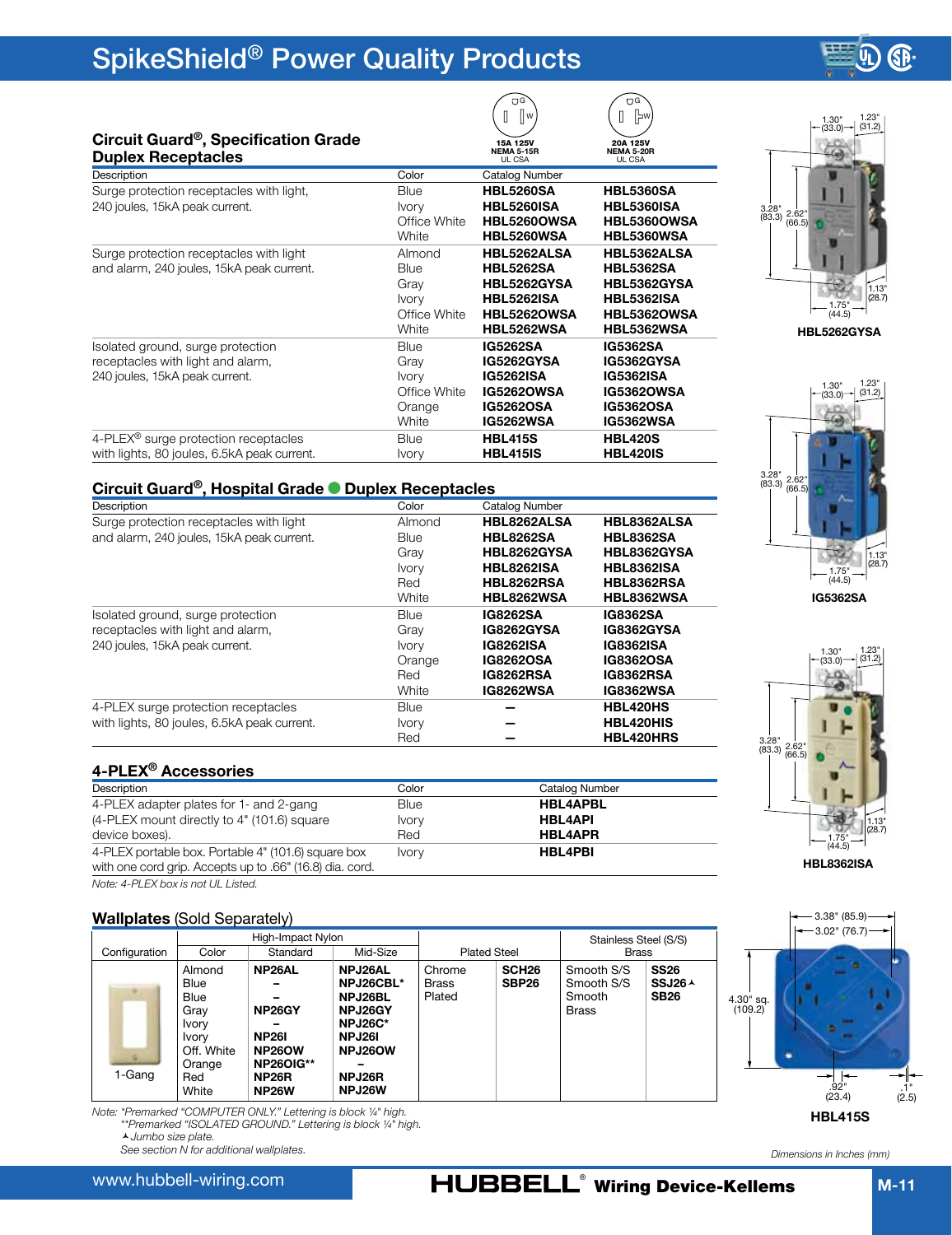# SpikeShield® Power Quality Products

## Circuit Guard®, Specification Grade Duplex Receptacles

| Description | Color | 15A 125V NEMA 5-15R UL CSA | 20A 125V NEMA 5-20R UL CSA |
|---|---|---|---|
| Surge protection receptacles with light, 240 joules, 15kA peak current. | Blue | **HBL5260SA** | **HBL5360SA** |
| | Ivory | **HBL5260ISA** | **HBL5360ISA** |
| | Office White | **HBL5260OWSA** | **HBL5360OWSA** |
| | White | **HBL5260WSA** | **HBL5360WSA** |
| Surge protection receptacles with light and alarm, 240 joules, 15kA peak current. | Almond | **HBL5262ALSA** | **HBL5362ALSA** |
| | Blue | **HBL5262SA** | **HBL5362SA** |
| | Gray | **HBL5262GYSA** | **HBL5362GYSA** |
| | Ivory | **HBL5262ISA** | **HBL5362ISA** |
| | Office White | **HBL5262OWSA** | **HBL5362OWSA** |
| | White | **HBL5262WSA** | **HBL5362WSA** |
| Isolated ground, surge protection receptacles with light and alarm, 240 joules, 15kA peak current. | Blue | **IG5262SA** | **IG5362SA** |
| | Gray | **IG5262GYSA** | **IG5362GYSA** |
| | Ivory | **IG5262ISA** | **IG5362ISA** |
| | Office White | **IG5262OWSA** | **IG5362OWSA** |
| | Orange | **IG5262OSA** | **IG5362OSA** |
| | White | **IG5262WSA** | **IG5362WSA** |
| 4-PLEX® surge protection receptacles with lights, 80 joules, 6.5kA peak current. | Blue | **HBL415S** | **HBL420S** |
| | Ivory | **HBL415IS** | **HBL420IS** |

## Circuit Guard®, Hospital Grade ● Duplex Receptacles

| Description | Color | Catalog Number | |
|---|---|---|---|
| Surge protection receptacles with light and alarm, 240 joules, 15kA peak current. | Almond | **HBL8262ALSA** | **HBL8362ALSA** |
| | Blue | **HBL8262SA** | **HBL8362SA** |
| | Gray | **HBL8262GYSA** | **HBL8362GYSA** |
| | Ivory | **HBL8262ISA** | **HBL8362ISA** |
| | Red | **HBL8262RSA** | **HBL8362RSA** |
| | White | **HBL8262WSA** | **HBL8362WSA** |
| Isolated ground, surge protection receptacles with light and alarm, 240 joules, 15kA peak current. | Blue | **IG8262SA** | **IG8362SA** |
| | Gray | **IG8262GYSA** | **IG8362GYSA** |
| | Ivory | **IG8262ISA** | **IG8362ISA** |
| | Orange | **IG8262OSA** | **IG8362OSA** |
| | Red | **IG8262RSA** | **IG8362RSA** |
| | White | **IG8262WSA** | **IG8362WSA** |
| 4-PLEX surge protection receptacles with lights, 80 joules, 6.5kA peak current. | Blue | – | **HBL420HS** |
| | Ivory | – | **HBL420HIS** |
| | Red | – | **HBL420HRS** |

## 4-PLEX® Accessories

| Description | Color | Catalog Number |
|---|---|---|
| 4-PLEX adapter plates for 1- and 2-gang (4-PLEX mount directly to 4" (101.6) square device boxes). | Blue | **HBL4APBL** |
| | Ivory | **HBL4API** |
| | Red | **HBL4APR** |
| 4-PLEX portable box. Portable 4" (101.6) square box with one cord grip. Accepts up to .66" (16.8) dia. cord. | Ivory | **HBL4PBI** |

*Note: 4-PLEX box is not UL Listed.*

## Wallplates (Sold Separately)

| Configuration | High-Impact Nylon | | | Plated Steel | | Stainless Steel (S/S) Brass | |
|---|---|---|---|---|---|---|---|
| | Color | Standard | Mid-Size | | | | |
| 1-Gang | Almond | **NP26AL** | **NPJ26AL** | Chrome | **SCH26** | Smooth S/S | **SS26** |
| | Blue | – | **NPJ26CBL*** | Brass | **SBP26** | Smooth S/S | **SSJ26**▲ |
| | Blue | – | **NPJ26BL** | Plated | | Smooth | **SB26** |
| | Gray | **NP26GY** | **NPJ26GY** | | | Brass | |
| | Ivory | – | **NPJ26C*** | | | | |
| | Ivory | **NP26I** | **NPJ26I** | | | | |
| | Off. White | **NP26OW** | **NPJ26OW** | | | | |
| | Orange | **NP26OIG**** | – | | | | |
| | Red | **NP26R** | **NPJ26R** | | | | |
| | White | **NP26W** | **NPJ26W** | | | | |

*Note: *Premarked "COMPUTER ONLY." Lettering is block ¼" high.*
*\*\*Premarked "ISOLATED GROUND." Lettering is block ¼" high.*
*▲Jumbo size plate.*
*See section N for additional wallplates.*

HBL5262GYSA — 1.30" (33.0); 1.23" (31.2); 3.28" (83.3); 2.62" (66.5); 1.13" (28.7); 1.75" (44.5)

IG5362SA — 1.30" (33.0); 1.23" (31.2); 3.28" (83.3); 2.62" (66.5); 1.13" (28.7); 1.75" (44.5)

HBL8362ISA — 1.30" (33.0); 1.23" (31.2); 3.28" (83.3); 2.62" (66.5); 1.13" (28.7); 1.75" (44.5)

HBL415S — 3.38" (85.9); 3.02" (76.7); 4.30" sq. (109.2); .92" (23.4); .1" (2.5)

*Dimensions in Inches (mm)*

www.hubbell-wiring.com — HUBBELL® Wiring Device-Kellems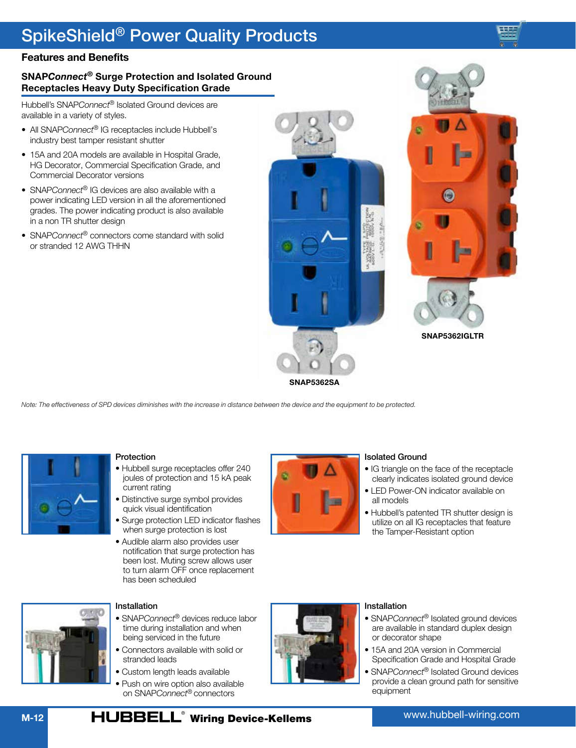# SpikeShield® Power Quality Products

## Features and Benefits

### SNAP*Connect*® Surge Protection and Isolated Ground Receptacles Heavy Duty Specification Grade

Hubbell's SNAP*Connect*® Isolated Ground devices are available in a variety of styles.

- All SNAP*Connect*® IG receptacles include Hubbell's industry best tamper resistant shutter
- 15A and 20A models are available in Hospital Grade, HG Decorator, Commercial Specification Grade, and Commercial Decorator versions
- SNAP*Connect*® IG devices are also available with a power indicating LED version in all the aforementioned grades. The power indicating product is also available in a non TR shutter design
- SNAP*Connect*® connectors come standard with solid or stranded 12 AWG THHN

SNAP5362SA

SNAP5362IGLTR

*Note: The effectiveness of SPD devices diminishes with the increase in distance between the device and the equipment to be protected.*

#### Protection

- Hubbell surge receptacles offer 240 joules of protection and 15 kA peak current rating
- Distinctive surge symbol provides quick visual identification
- Surge protection LED indicator flashes when surge protection is lost
- Audible alarm also provides user notification that surge protection has been lost. Muting screw allows user to turn alarm OFF once replacement has been scheduled

#### Isolated Ground

- IG triangle on the face of the receptacle clearly indicates isolated ground device
- LED Power-ON indicator available on all models
- Hubbell's patented TR shutter design is utilize on all IG receptacles that feature the Tamper-Resistant option

#### Installation

- SNAP*Connect*® devices reduce labor time during installation and when being serviced in the future
- Connectors available with solid or stranded leads
- Custom length leads available
- Push on wire option also available on SNAP*Connect*® connectors

#### Installation

- SNAP*Connect*® Isolated ground devices are available in standard duplex design or decorator shape
- 15A and 20A version in Commercial Specification Grade and Hospital Grade
- SNAP*Connect*® Isolated Ground devices provide a clean ground path for sensitive equipment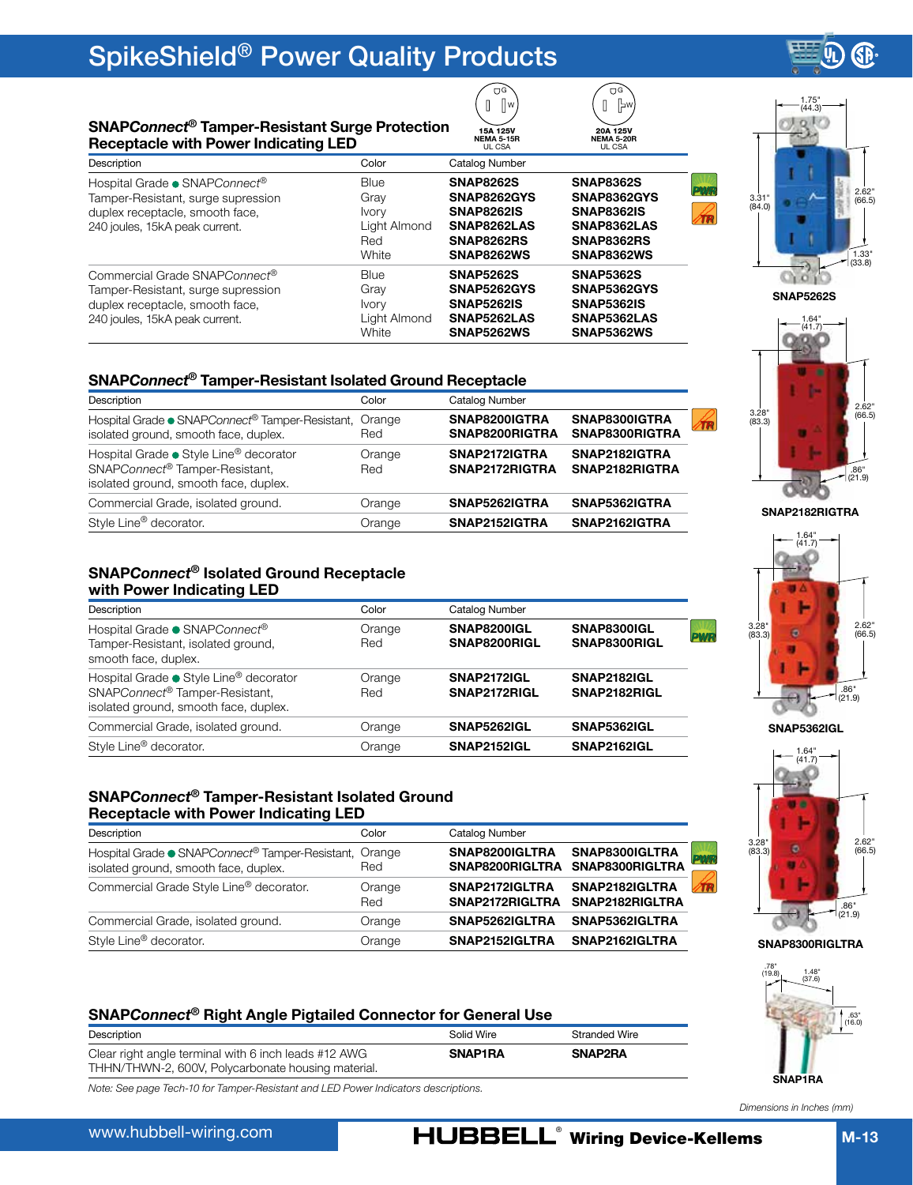# SpikeShield® Power Quality Products

## SNAPConnect® Tamper-Resistant Surge Protection Receptacle with Power Indicating LED

| Description | Color | Catalog Number 15A 125V NEMA 5-15R UL CSA | Catalog Number 20A 125V NEMA 5-20R UL CSA |
|---|---|---|---|
| Hospital Grade ● SNAPConnect® Tamper-Resistant, surge supression duplex receptacle, smooth face, 240 joules, 15kA peak current. | Blue | **SNAP8262S** | **SNAP8362S** |
| | Gray | **SNAP8262GYS** | **SNAP8362GYS** |
| | Ivory | **SNAP8262IS** | **SNAP8362IS** |
| | Light Almond | **SNAP8262LAS** | **SNAP8362LAS** |
| | Red | **SNAP8262RS** | **SNAP8362RS** |
| | White | **SNAP8262WS** | **SNAP8362WS** |
| Commercial Grade SNAPConnect® Tamper-Resistant, surge supression duplex receptacle, smooth face, 240 joules, 15kA peak current. | Blue | **SNAP5262S** | **SNAP5362S** |
| | Gray | **SNAP5262GYS** | **SNAP5362GYS** |
| | Ivory | **SNAP5262IS** | **SNAP5362IS** |
| | Light Almond | **SNAP5262LAS** | **SNAP5362LAS** |
| | White | **SNAP5262WS** | **SNAP5362WS** |

## SNAPConnect® Tamper-Resistant Isolated Ground Receptacle

| Description | Color | Catalog Number | |
|---|---|---|---|
| Hospital Grade ● SNAPConnect® Tamper-Resistant, isolated ground, smooth face, duplex. | Orange | **SNAP8200IGTRA** | **SNAP8300IGTRA** |
| | Red | **SNAP8200RIGTRA** | **SNAP8300RIGTRA** |
| Hospital Grade ● Style Line® decorator SNAPConnect® Tamper-Resistant, isolated ground, smooth face, duplex. | Orange | **SNAP2172IGTRA** | **SNAP2182IGTRA** |
| | Red | **SNAP2172RIGTRA** | **SNAP2182RIGTRA** |
| Commercial Grade, isolated ground. | Orange | **SNAP5262IGTRA** | **SNAP5362IGTRA** |
| Style Line® decorator. | Orange | **SNAP2152IGTRA** | **SNAP2162IGTRA** |

## SNAPConnect® Isolated Ground Receptacle with Power Indicating LED

| Description | Color | Catalog Number | |
|---|---|---|---|
| Hospital Grade ● SNAPConnect® Tamper-Resistant, isolated ground, smooth face, duplex. | Orange | **SNAP8200IGL** | **SNAP8300IGL** |
| | Red | **SNAP8200RIGL** | **SNAP8300RIGL** |
| Hospital Grade ● Style Line® decorator SNAPConnect® Tamper-Resistant, isolated ground, smooth face, duplex. | Orange | **SNAP2172IGL** | **SNAP2182IGL** |
| | Red | **SNAP2172RIGL** | **SNAP2182RIGL** |
| Commercial Grade, isolated ground. | Orange | **SNAP5262IGL** | **SNAP5362IGL** |
| Style Line® decorator. | Orange | **SNAP2152IGL** | **SNAP2162IGL** |

## SNAPConnect® Tamper-Resistant Isolated Ground Receptacle with Power Indicating LED

| Description | Color | Catalog Number | |
|---|---|---|---|
| Hospital Grade ● SNAPConnect® Tamper-Resistant, isolated ground, smooth face, duplex. | Orange | **SNAP8200IGLTRA** | **SNAP8300IGLTRA** |
| | Red | **SNAP8200RIGLTRA** | **SNAP8300RIGLTRA** |
| Commercial Grade Style Line® decorator. | Orange | **SNAP2172IGLTRA** | **SNAP2182IGLTRA** |
| | Red | **SNAP2172RIGLTRA** | **SNAP2182RIGLTRA** |
| Commercial Grade, isolated ground. | Orange | **SNAP5262IGLTRA** | **SNAP5362IGLTRA** |
| Style Line® decorator. | Orange | **SNAP2152IGLTRA** | **SNAP2162IGLTRA** |

## SNAPConnect® Right Angle Pigtailed Connector for General Use

| Description | Solid Wire | Stranded Wire |
|---|---|---|
| Clear right angle terminal with 6 inch leads #12 AWG THHN/THWN-2, 600V, Polycarbonate housing material. | **SNAP1RA** | **SNAP2RA** |

*Note: See page Tech-10 for Tamper-Resistant and LED Power Indicators descriptions.*

SNAP5262S

SNAP2182RIGTRA

SNAP5362IGL

SNAP8300RIGLTRA

SNAP1RA

*Dimensions in Inches (mm)*

www.hubbell-wiring.com

HUBBELL® Wiring Device-Kellems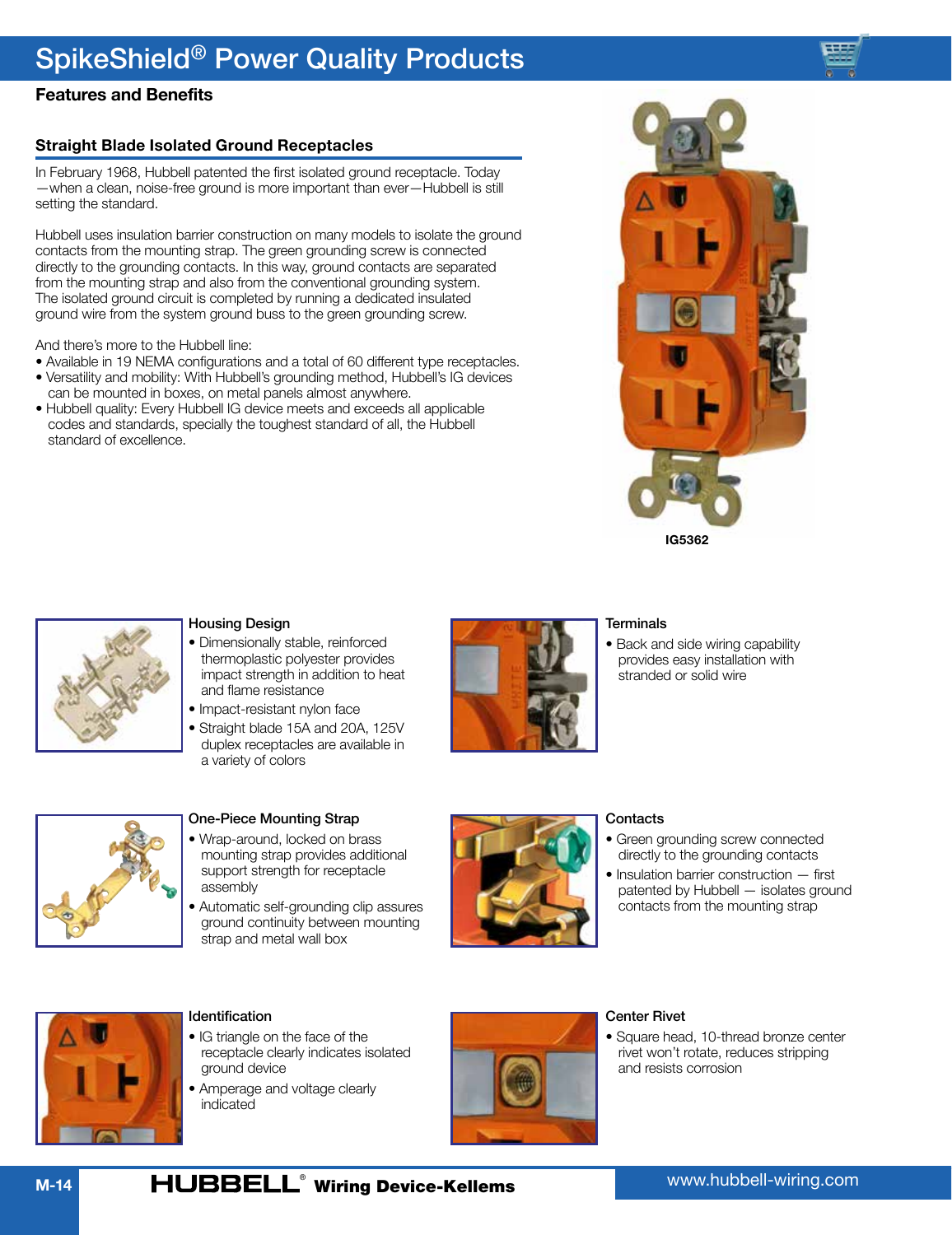# SpikeShield® Power Quality Products

## Features and Benefits

### Straight Blade Isolated Ground Receptacles

In February 1968, Hubbell patented the first isolated ground receptacle. Today —when a clean, noise-free ground is more important than ever—Hubbell is still setting the standard.

Hubbell uses insulation barrier construction on many models to isolate the ground contacts from the mounting strap. The green grounding screw is connected directly to the grounding contacts. In this way, ground contacts are separated from the mounting strap and also from the conventional grounding system. The isolated ground circuit is completed by running a dedicated insulated ground wire from the system ground buss to the green grounding screw.

And there's more to the Hubbell line:

- Available in 19 NEMA configurations and a total of 60 different type receptacles.
- Versatility and mobility: With Hubbell's grounding method, Hubbell's IG devices can be mounted in boxes, on metal panels almost anywhere.
- Hubbell quality: Every Hubbell IG device meets and exceeds all applicable codes and standards, specially the toughest standard of all, the Hubbell standard of excellence.

IG5362

#### Housing Design

- Dimensionally stable, reinforced thermoplastic polyester provides impact strength in addition to heat and flame resistance
- Impact-resistant nylon face
- Straight blade 15A and 20A, 125V duplex receptacles are available in a variety of colors

#### Terminals

- Back and side wiring capability provides easy installation with stranded or solid wire

#### One-Piece Mounting Strap

- Wrap-around, locked on brass mounting strap provides additional support strength for receptacle assembly
- Automatic self-grounding clip assures ground continuity between mounting strap and metal wall box

#### Contacts

- Green grounding screw connected directly to the grounding contacts
- Insulation barrier construction — first patented by Hubbell — isolates ground contacts from the mounting strap

#### Identification

- IG triangle on the face of the receptacle clearly indicates isolated ground device
- Amperage and voltage clearly indicated

#### Center Rivet

- Square head, 10-thread bronze center rivet won't rotate, reduces stripping and resists corrosion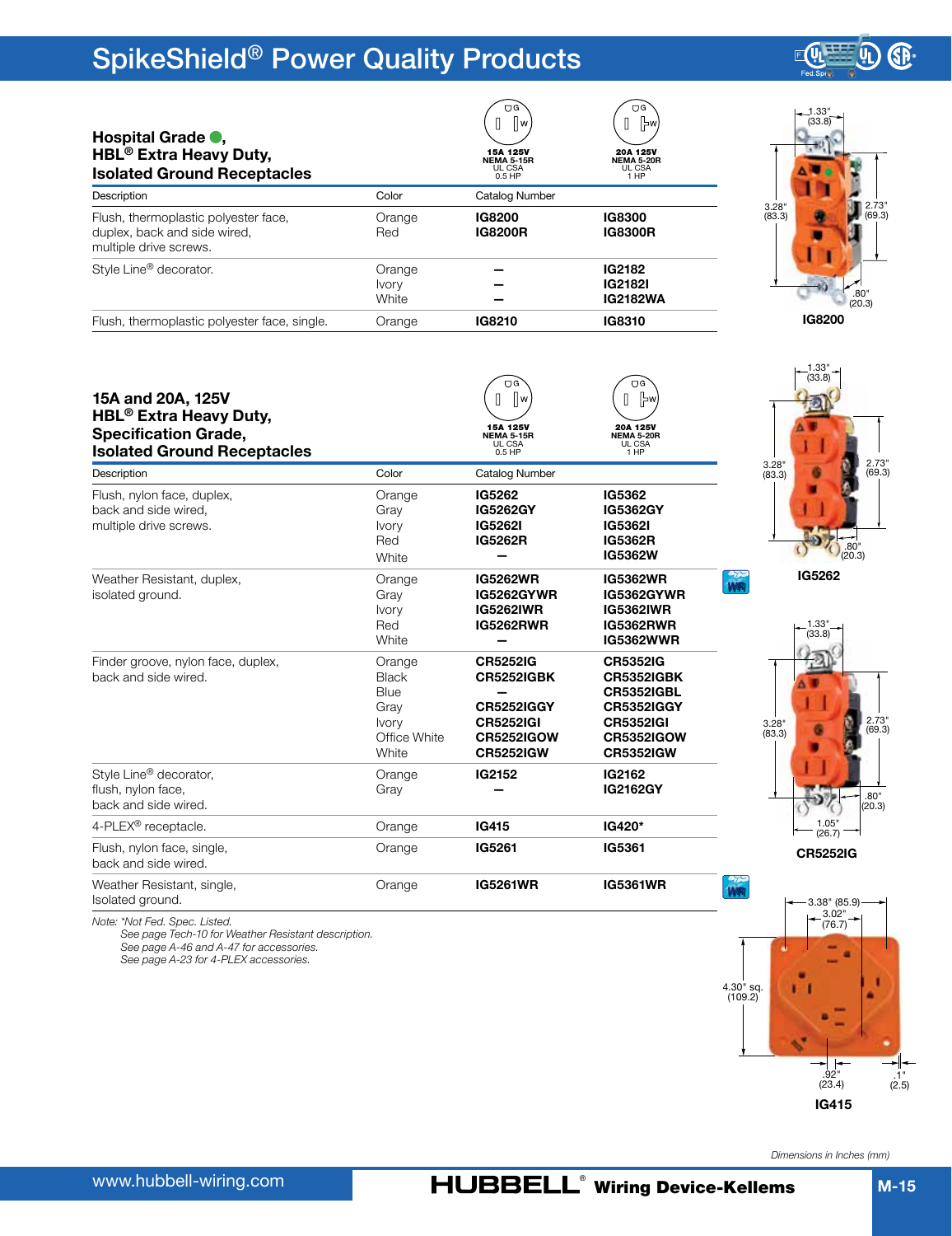# SpikeShield® Power Quality Products

## Hospital Grade ●, HBL® Extra Heavy Duty, Isolated Ground Receptacles

| Description | Color | 15A 125V NEMA 5-15R UL CSA 0.5 HP | 20A 125V NEMA 5-20R UL CSA 1 HP |
|---|---|---|---|
| | | **Catalog Number** | |
| Flush, thermoplastic polyester face, duplex, back and side wired, multiple drive screws. | Orange | **IG8200** | **IG8300** |
| | Red | **IG8200R** | **IG8300R** |
| Style Line® decorator. | Orange | – | **IG2182** |
| | Ivory | – | **IG2182I** |
| | White | – | **IG2182WA** |
| Flush, thermoplastic polyester face, single. | Orange | **IG8210** | **IG8310** |

IG8200 — 1.33" (33.8); 3.28" (83.3); 2.73" (69.3); .80" (20.3)

## 15A and 20A, 125V HBL® Extra Heavy Duty, Specification Grade, Isolated Ground Receptacles

| Description | Color | 15A 125V NEMA 5-15R UL CSA 0.5 HP | 20A 125V NEMA 5-20R UL CSA 1 HP |
|---|---|---|---|
| | | **Catalog Number** | |
| Flush, nylon face, duplex, back and side wired, multiple drive screws. | Orange | **IG5262** | **IG5362** |
| | Gray | **IG5262GY** | **IG5362GY** |
| | Ivory | **IG5262I** | **IG5362I** |
| | Red | **IG5262R** | **IG5362R** |
| | White | – | **IG5362W** |
| Weather Resistant, duplex, isolated ground. (WR) | Orange | **IG5262WR** | **IG5362WR** |
| | Gray | **IG5262GYWR** | **IG5362GYWR** |
| | Ivory | **IG5262IWR** | **IG5362IWR** |
| | Red | **IG5262RWR** | **IG5362RWR** |
| | White | – | **IG5362WWR** |
| Finder groove, nylon face, duplex, back and side wired. | Orange | **CR5252IG** | **CR5352IG** |
| | Black | **CR5252IGBK** | **CR5352IGBK** |
| | Blue | – | **CR5352IGBL** |
| | Gray | **CR5252IGGY** | **CR5352IGGY** |
| | Ivory | **CR5252IGI** | **CR5352IGI** |
| | Office White | **CR5252IGOW** | **CR5352IGOW** |
| | White | **CR5252IGW** | **CR5352IGW** |
| Style Line® decorator, flush, nylon face, back and side wired. | Orange | **IG2152** | **IG2162** |
| | Gray | – | **IG2162GY** |
| 4-PLEX® receptacle. | Orange | **IG415** | **IG420*** |
| Flush, nylon face, single, back and side wired. | Orange | **IG5261** | **IG5361** |
| Weather Resistant, single, Isolated ground. (WR) | Orange | **IG5261WR** | **IG5361WR** |

*Note: \*Not Fed. Spec. Listed.*
*See page Tech-10 for Weather Resistant description.*
*See page A-46 and A-47 for accessories.*
*See page A-23 for 4-PLEX accessories.*

IG5262 — 1.33" (33.8); 3.28" (83.3); 2.73" (69.3); .80" (20.3)

CR5252IG — 1.33" (33.8); 3.28" (83.3); 2.73" (69.3); .80" (20.3); 1.05" (26.7)

IG415 — 3.38" (85.9); 3.02" (76.7); 4.30" sq. (109.2); .92" (23.4); .1" (2.5)

*Dimensions in Inches (mm)*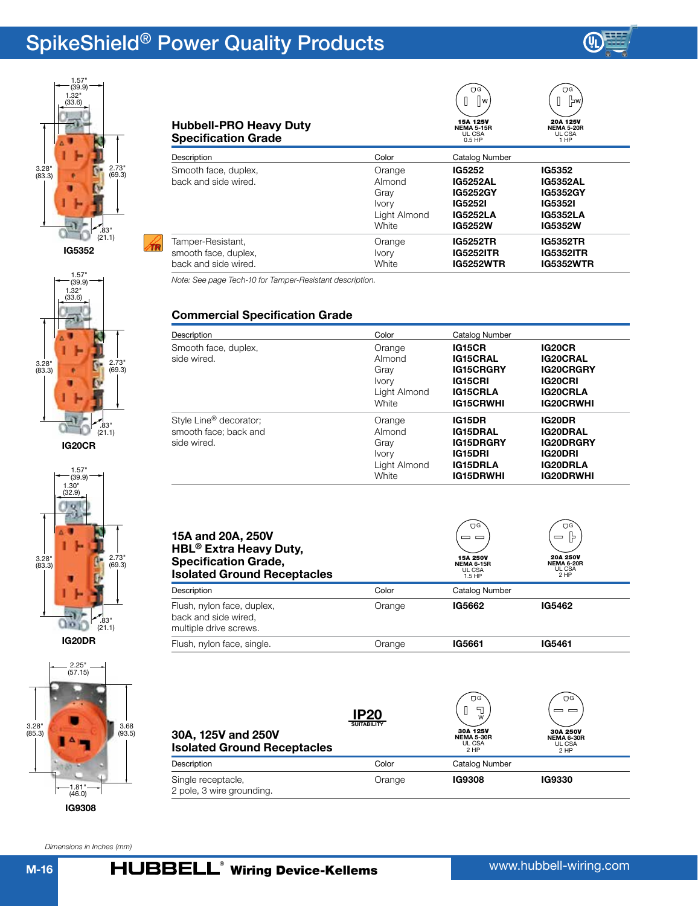# SpikeShield® Power Quality Products

## Hubbell-PRO Heavy Duty Specification Grade

| Description | Color | Catalog Number 15A 125V NEMA 5-15R UL CSA 0.5 HP | 20A 125V NEMA 5-20R UL CSA 1 HP |
|---|---|---|---|
| Smooth face, duplex, back and side wired. | Orange | IG5252 | IG5352 |
| | Almond | IG5252AL | IG5352AL |
| | Gray | IG5252GY | IG5352GY |
| | Ivory | IG5252I | IG5352I |
| | Light Almond | IG5252LA | IG5352LA |
| | White | IG5252W | IG5352W |
| Tamper-Resistant, smooth face, duplex, back and side wired. | Orange | IG5252TR | IG5352TR |
| | Ivory | IG5252ITR | IG5352ITR |
| | White | IG5252WTR | IG5352WTR |

*Note: See page Tech-10 for Tamper-Resistant description.*

## Commercial Specification Grade

| Description | Color | Catalog Number | |
|---|---|---|---|
| Smooth face, duplex, side wired. | Orange | IG15CR | IG20CR |
| | Almond | IG15CRAL | IG20CRAL |
| | Gray | IG15CRGRY | IG20CRGRY |
| | Ivory | IG15CRI | IG20CRI |
| | Light Almond | IG15CRLA | IG20CRLA |
| | White | IG15CRWHI | IG20CRWHI |
| Style Line® decorator; smooth face; back and side wired. | Orange | IG15DR | IG20DR |
| | Almond | IG15DRAL | IG20DRAL |
| | Gray | IG15DRGRY | IG20DRGRY |
| | Ivory | IG15DRI | IG20DRI |
| | Light Almond | IG15DRLA | IG20DRLA |
| | White | IG15DRWHI | IG20DRWHI |

## 15A and 20A, 250V HBL® Extra Heavy Duty, Specification Grade, Isolated Ground Receptacles

| Description | Color | Catalog Number 15A 250V NEMA 6-15R UL CSA 1.5 HP | 20A 250V NEMA 6-20R UL CSA 2 HP |
|---|---|---|---|
| Flush, nylon face, duplex, back and side wired, multiple drive screws. | Orange | IG5662 | IG5462 |
| Flush, nylon face, single. | Orange | IG5661 | IG5461 |

## 30A, 125V and 250V Isolated Ground Receptacles

IP20 SUITABILITY

| Description | Color | Catalog Number 30A 125V NEMA 5-30R UL CSA 2 HP | 30A 250V NEMA 6-30R UL CSA 2 HP |
|---|---|---|---|
| Single receptacle, 2 pole, 3 wire grounding. | Orange | IG9308 | IG9330 |

IG5352: 1.57" (39.9), 1.32" (33.6), 3.28" (83.3), 2.73" (69.3), .83" (21.1)

IG20CR: 1.57" (39.9), 1.32" (33.6), 3.28" (83.3), 2.73" (69.3), .83" (21.1)

IG20DR: 1.57" (39.9), 1.30" (32.9), 3.28" (83.3), 2.73" (69.3), .83" (21.1)

IG9308: 2.25" (57.15), 3.28" (85.3), 3.68 (93.5), 1.81" (46.0)

*Dimensions in Inches (mm)*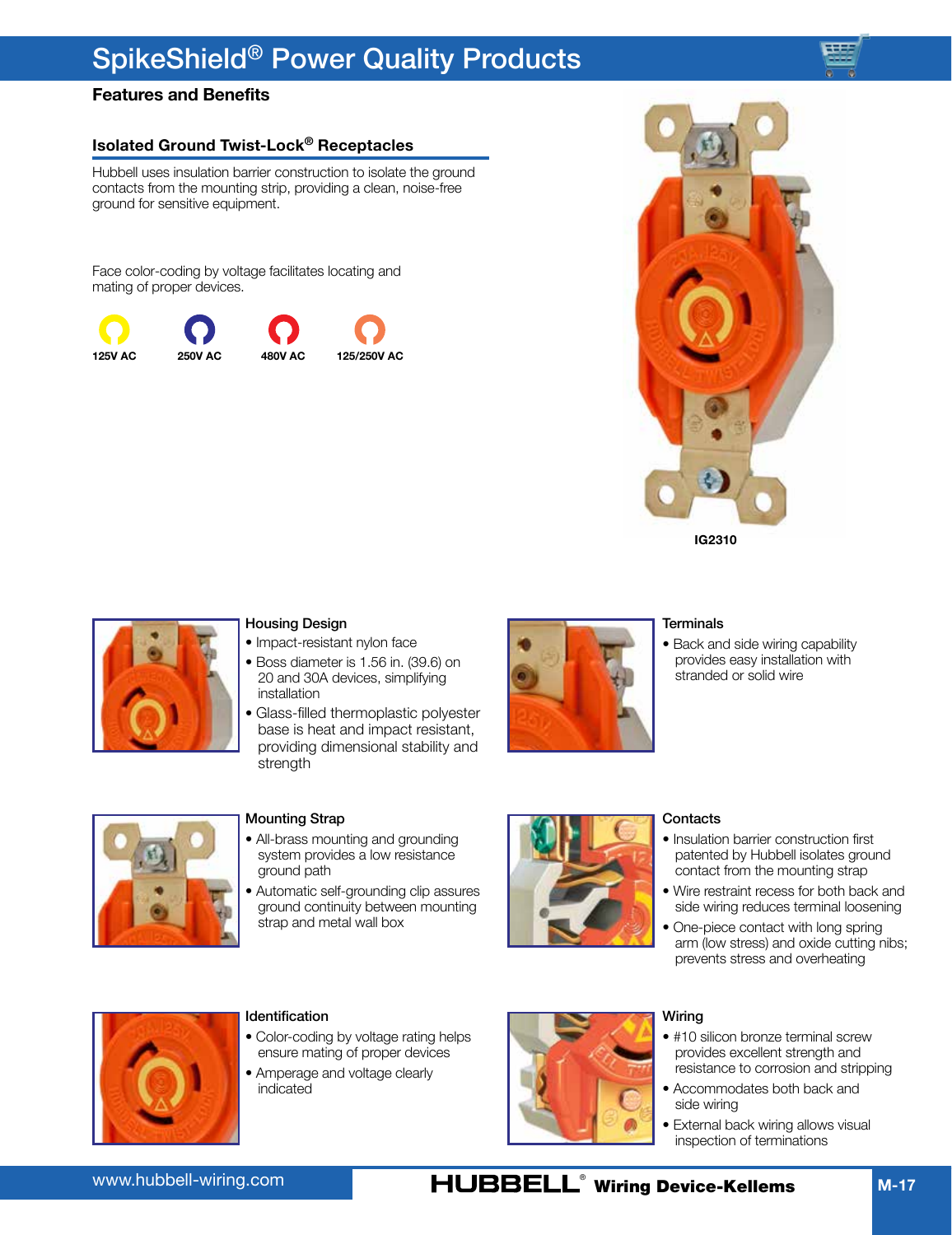# SpikeShield® Power Quality Products

## Features and Benefits

### Isolated Ground Twist-Lock® Receptacles

Hubbell uses insulation barrier construction to isolate the ground contacts from the mounting strip, providing a clean, noise-free ground for sensitive equipment.

Face color-coding by voltage facilitates locating and mating of proper devices.

125V AC 250V AC 480V AC 125/250V AC

IG2310

#### Housing Design

- Impact-resistant nylon face
- Boss diameter is 1.56 in. (39.6) on 20 and 30A devices, simplifying installation
- Glass-filled thermoplastic polyester base is heat and impact resistant, providing dimensional stability and strength

#### Terminals

- Back and side wiring capability provides easy installation with stranded or solid wire

#### Mounting Strap

- All-brass mounting and grounding system provides a low resistance ground path
- Automatic self-grounding clip assures ground continuity between mounting strap and metal wall box

#### Contacts

- Insulation barrier construction first patented by Hubbell isolates ground contact from the mounting strap
- Wire restraint recess for both back and side wiring reduces terminal loosening
- One-piece contact with long spring arm (low stress) and oxide cutting nibs; prevents stress and overheating

#### Identification

- Color-coding by voltage rating helps ensure mating of proper devices
- Amperage and voltage clearly indicated

#### Wiring

- #10 silicon bronze terminal screw provides excellent strength and resistance to corrosion and stripping
- Accommodates both back and side wiring
- External back wiring allows visual inspection of terminations

www.hubbell-wiring.com HUBBELL® Wiring Device-Kellems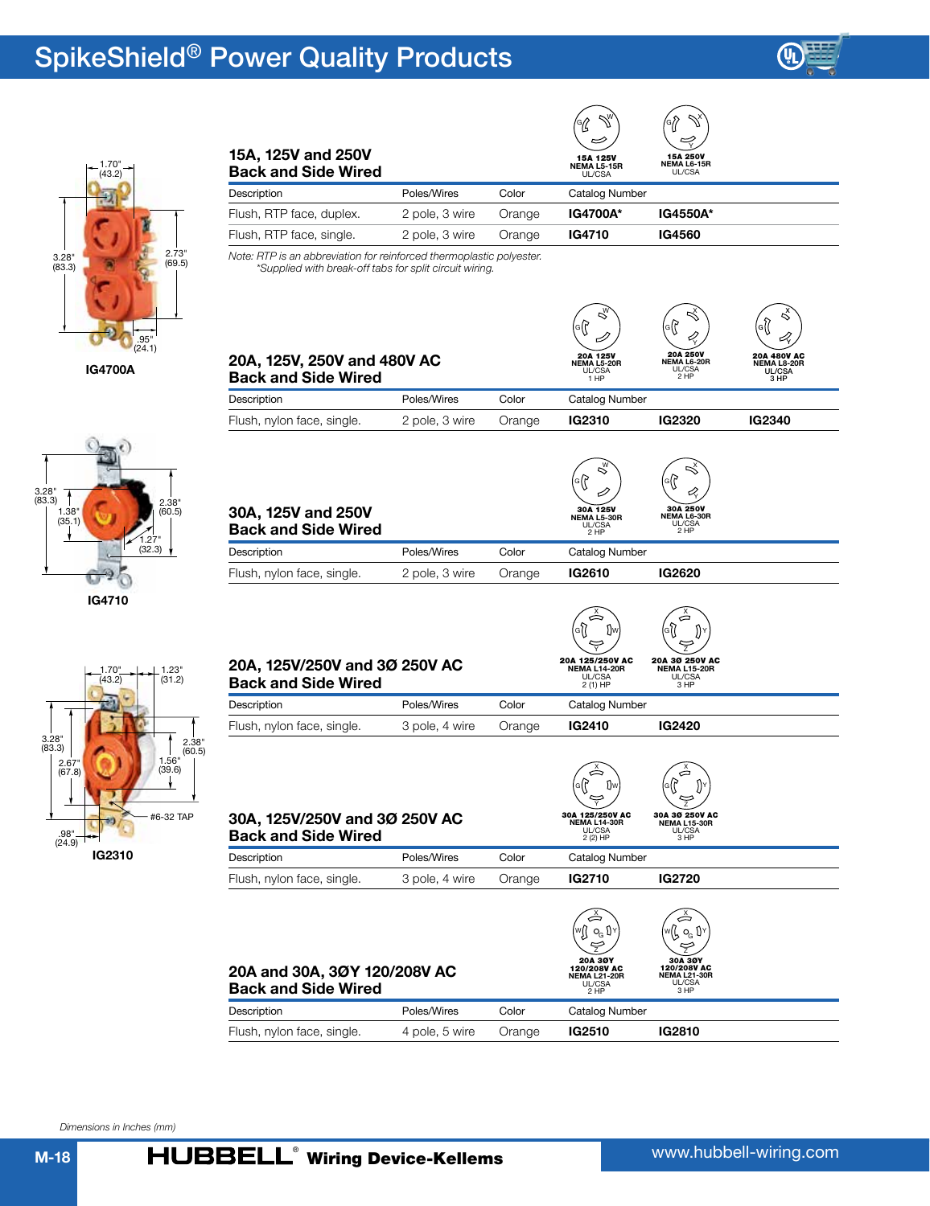# SpikeShield® Power Quality Products

## 15A, 125V and 250V Back and Side Wired

| Description | Poles/Wires | Color | Catalog Number 15A 125V NEMA L5-15R UL/CSA | 15A 250V NEMA L6-15R UL/CSA |
|---|---|---|---|---|
| Flush, RTP face, duplex. | 2 pole, 3 wire | Orange | **IG4700A*** | **IG4550A*** |
| Flush, RTP face, single. | 2 pole, 3 wire | Orange | **IG4710** | **IG4560** |

*Note: RTP is an abbreviation for reinforced thermoplastic polyester.*
*\*Supplied with break-off tabs for split circuit wiring.*

1.70" (43.2)
3.28" (83.3)
2.73" (69.5)
.95" (24.1)

**IG4700A**

## 20A, 125V, 250V and 480V AC Back and Side Wired

| Description | Poles/Wires | Color | Catalog Number 20A 125V NEMA L5-20R UL/CSA 1 HP | 20A 250V NEMA L6-20R UL/CSA 2 HP | 20A 480V AC NEMA L8-20R UL/CSA 3 HP |
|---|---|---|---|---|---|
| Flush, nylon face, single. | 2 pole, 3 wire | Orange | **IG2310** | **IG2320** | **IG2340** |

3.28" (83.3)
1.38" (35.1)
2.38" (60.5)
1.27" (32.3)

**IG4710**

## 30A, 125V and 250V Back and Side Wired

| Description | Poles/Wires | Color | Catalog Number 30A 125V NEMA L5-30R UL/CSA 2 HP | 30A 250V NEMA L6-30R UL/CSA 2 HP |
|---|---|---|---|---|
| Flush, nylon face, single. | 2 pole, 3 wire | Orange | **IG2610** | **IG2620** |

## 20A, 125V/250V and 3Ø 250V AC Back and Side Wired

| Description | Poles/Wires | Color | Catalog Number 20A 125/250V AC NEMA L14-20R UL/CSA 2 (1) HP | 20A 3Ø 250V AC NEMA L15-20R UL/CSA 3 HP |
|---|---|---|---|---|
| Flush, nylon face, single. | 3 pole, 4 wire | Orange | **IG2410** | **IG2420** |

1.70" (43.2)
1.23" (31.2)
3.28" (83.3)
2.67" (67.8)
2.38" (60.5)
1.56" (39.6)
#6-32 TAP
.98" (24.9)

**IG2310**

## 30A, 125V/250V and 3Ø 250V AC Back and Side Wired

| Description | Poles/Wires | Color | Catalog Number 30A 125/250V AC NEMA L14-30R UL/CSA 2 (2) HP | 30A 3Ø 250V AC NEMA L15-30R UL/CSA 3 HP |
|---|---|---|---|---|
| Flush, nylon face, single. | 3 pole, 4 wire | Orange | **IG2710** | **IG2720** |

## 20A and 30A, 3ØY 120/208V AC Back and Side Wired

| Description | Poles/Wires | Color | Catalog Number 20A 3ØY 120/208V AC NEMA L21-20R UL/CSA 2 HP | 30A 3ØY 120/208V AC NEMA L21-30R UL/CSA 3 HP |
|---|---|---|---|---|
| Flush, nylon face, single. | 4 pole, 5 wire | Orange | **IG2510** | **IG2810** |

*Dimensions in Inches (mm)*

HUBBELL® Wiring Device-Kellems

www.hubbell-wiring.com